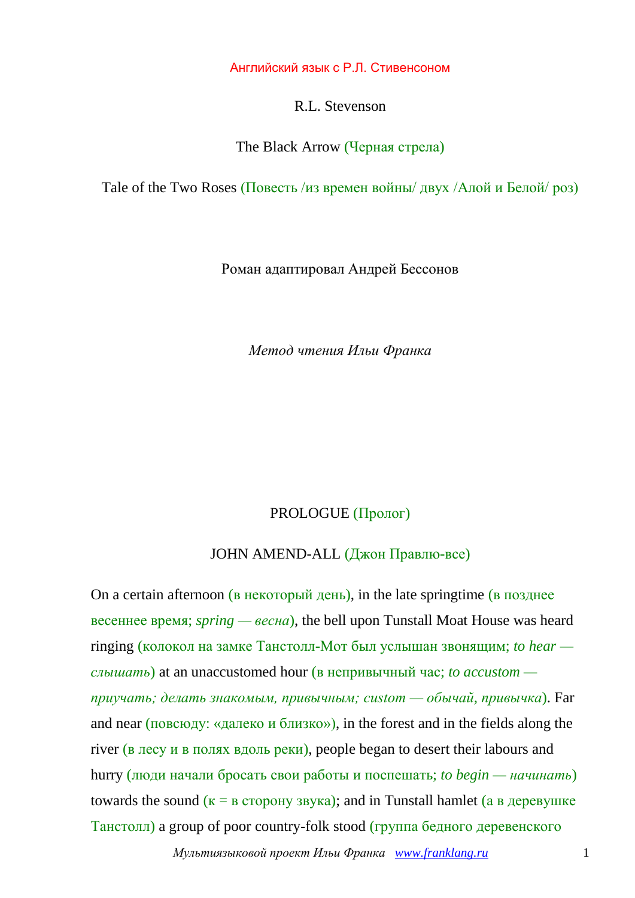Английский язык с Р.Л. Стивенсоном

R.L. Stevenson

# The Black Arrow (Черная стрела)

## Tale of the Two Roses (Повесть /из времен войны/ двух /Алой и Белой/ роз)

Роман адаптировал Андрей Бессонов

*Метод чтения Ильи Франка*

## PROLOGUE (Пролог)

### JOHN AMEND-ALL (Джон Правлю-все)

On a certain afternoon (в некоторый день), in the late springtime (в позднее весеннее время; *spring — весна*), the bell upon Tunstall Moat House was heard ringing (колокол на замке Танстолл-Мот был услышан звонящим; *to hear — слышать*) at an unaccustomed hour (в непривычный час; *to accustom — приучать; делать знакомым, привычным; custom — обычай, привычка*). Far and near (повсюду: «далеко и близко»), in the forest and in the fields along the river (в лесу и в полях вдоль реки), people began to desert their labours and hurry (люди начали бросать свои работы и поспешать; *to begin — начинать*) towards the sound (к = в сторону звука); and in Tunstall hamlet (а в деревушке Танстолл) a group of poor country-folk stood (группа бедного деревенского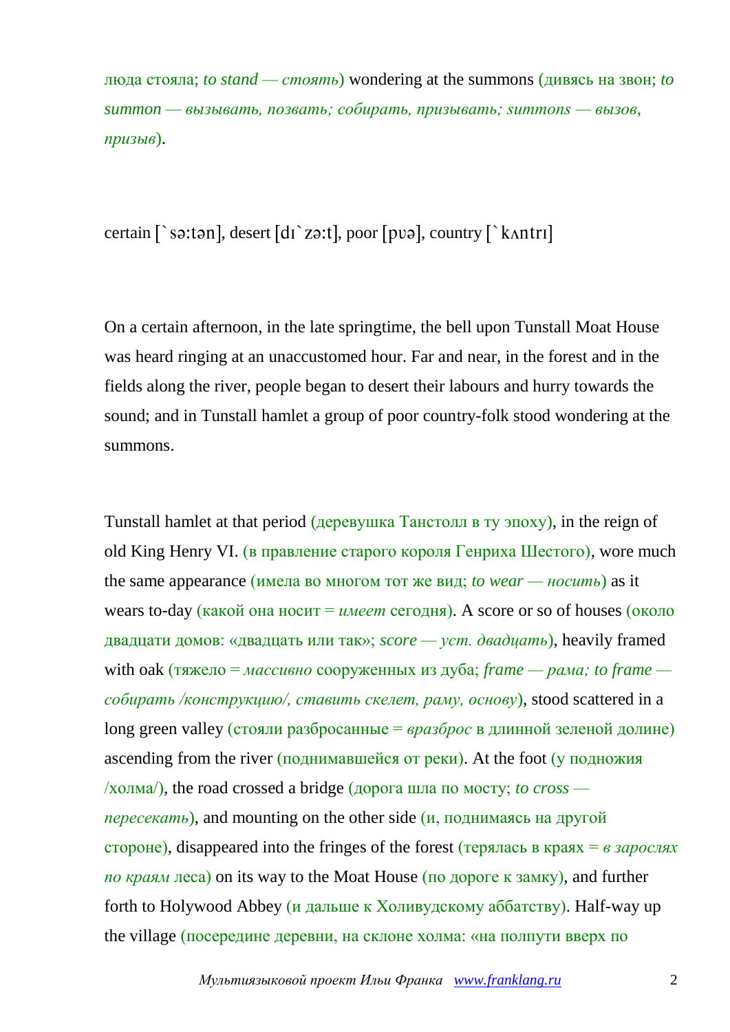люда стояла; *to stand — стоять*) wondering at the summons (дивясь на звон; *to summon — вызывать, позвать; собирать, призывать; summons — вызов, призыв*).

certain [`sə:tən], desert [dɪ`zə:t], poor [pʊə], country [`kʌntrɪ]

On a certain afternoon, in the late springtime, the bell upon Tunstall Moat House was heard ringing at an unaccustomed hour. Far and near, in the forest and in the fields along the river, people began to desert their labours and hurry towards the sound; and in Tunstall hamlet a group of poor country-folk stood wondering at the summons.

Tunstall hamlet at that period (деревушка Танстолл в ту эпоху), in the reign of old King Henry VI. (в правление старого короля Генриха Шестого), wore much the same appearance (имела во многом тот же вид; *to wear — носить*) as it wears to-day (какой она носит = *имеет* сегодня). A score or so of houses (около двадцати домов: «двадцать или так»; *score — уст. двадцать*), heavily framed with oak (тяжело = *массивно* сооруженных из дуба; *frame — рама; to frame — собирать /конструкцию/, ставить скелет, раму, основу*), stood scattered in a long green valley (стояли разбросанные = *вразброс* в длинной зеленой долине) ascending from the river (поднимавшейся от реки). At the foot (у подножия /холма/), the road crossed a bridge (дорога шла по мосту; *to cross — пересекать*), and mounting on the other side (и, поднимаясь на другой стороне), disappeared into the fringes of the forest (терялась в краях = *в зарослях по краям* леса) on its way to the Moat House (по дороге к замку), and further forth to Holywood Abbey (и дальше к Холивудскому аббатству). Half-way up the village (посередине деревни, на склоне холма: «на полпути вверх по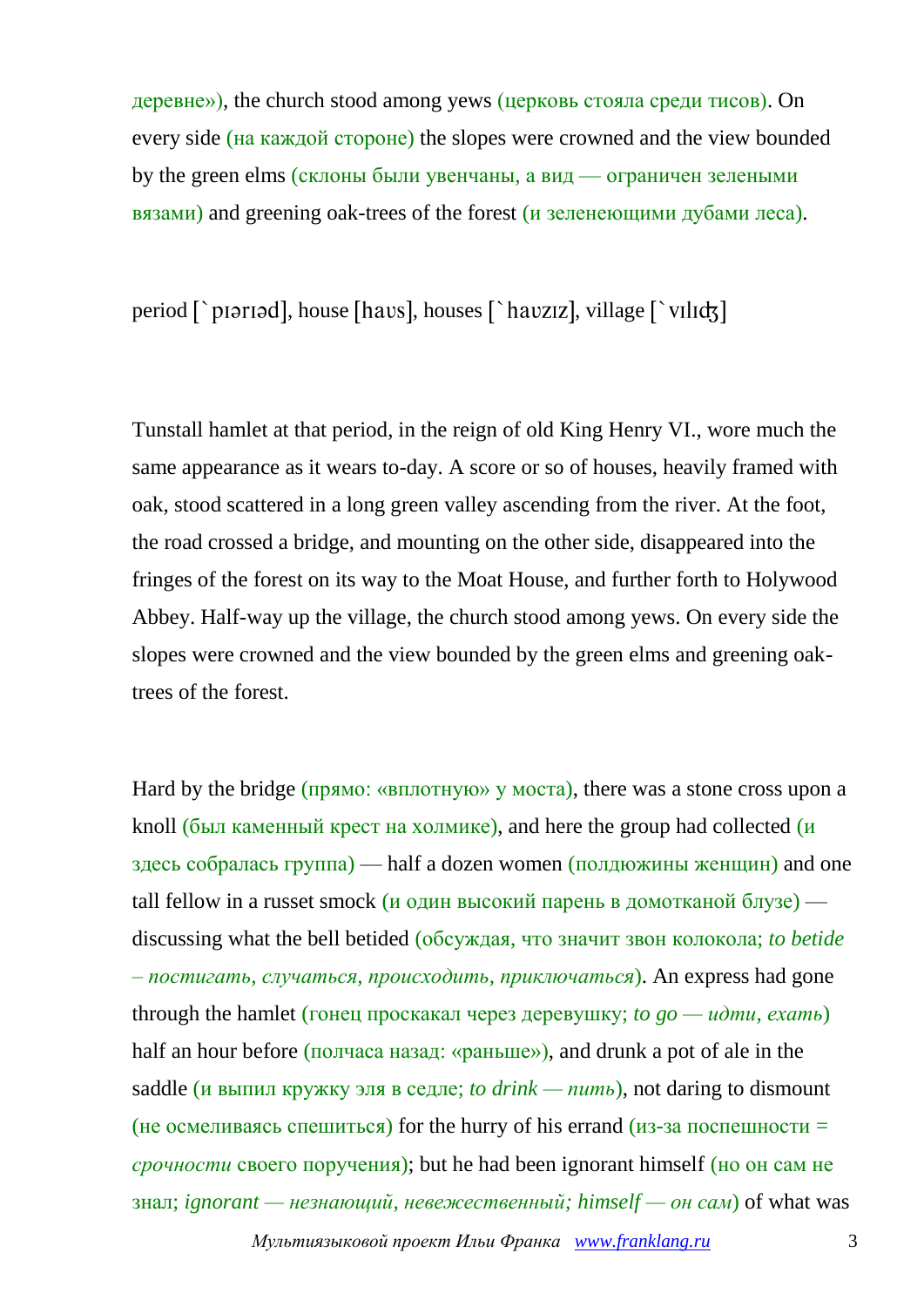деревне»), the church stood among yews (церковь стояла среди тисов). On every side (на каждой стороне) the slopes were crowned and the view bounded by the green elms (склоны были увенчаны, а вид — ограничен зелеными вязами) and greening oak-trees of the forest (и зеленеющими дубами леса).

period [`pɪərɪəd], house [haʊs], houses [`haʊzɪz], village [`vɪlɪʤ]

Tunstall hamlet at that period, in the reign of old King Henry VI., wore much the same appearance as it wears to-day. A score or so of houses, heavily framed with oak, stood scattered in a long green valley ascending from the river. At the foot, the road crossed a bridge, and mounting on the other side, disappeared into the fringes of the forest on its way to the Moat House, and further forth to Holywood Abbey. Half-way up the village, the church stood among yews. On every side the slopes were crowned and the view bounded by the green elms and greening oak-trees of the forest.

Hard by the bridge (прямо: «вплотную» у моста), there was a stone cross upon a knoll (был каменный крест на холмике), and here the group had collected (и здесь собралась группа) — half a dozen women (полдюжины женщин) and one tall fellow in a russet smock (и один высокий парень в домотканой блузе) — discussing what the bell betided (обсуждая, что значит звон колокола; *to betide – постигать, случаться, происходить, приключаться*). An express had gone through the hamlet (гонец проскакал через деревушку; *to go — идти, ехать*) half an hour before (полчаса назад: «раньше»), and drunk a pot of ale in the saddle (и выпил кружку эля в седле; *to drink — пить*), not daring to dismount (не осмеливаясь спешиться) for the hurry of his errand (из-за поспешности = *срочности* своего поручения); but he had been ignorant himself (но он сам не знал; *ignorant — незнающий, невежественный; himself — он сам*) of what was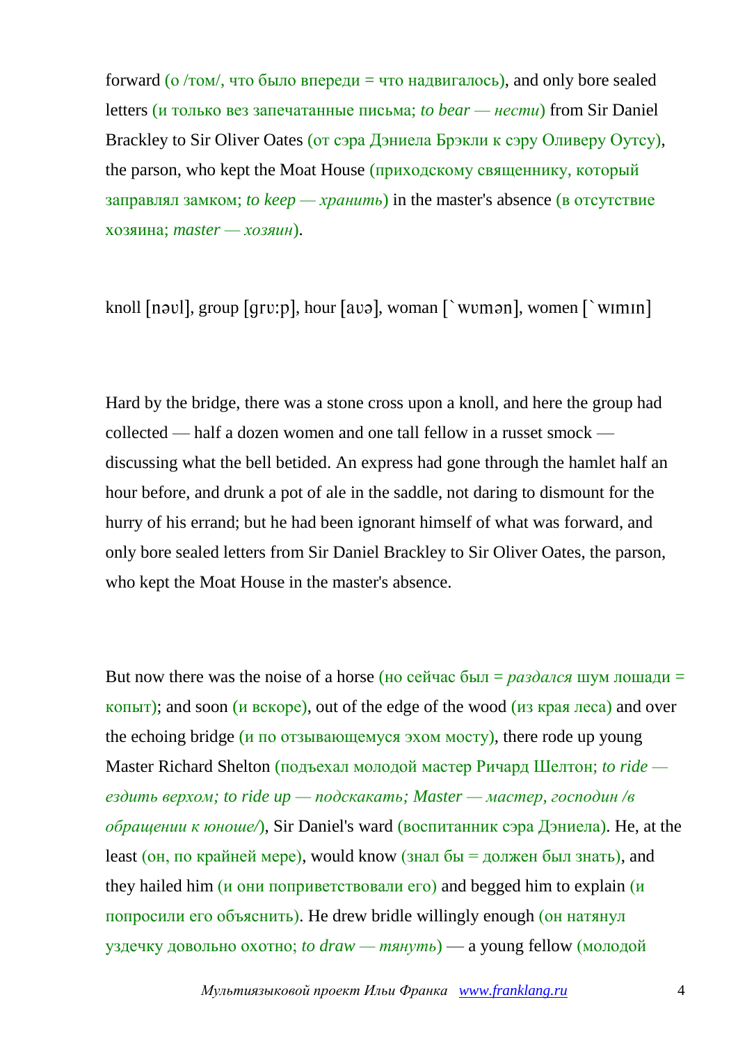forward (о /том/, что было впереди = что надвигалось), and only bore sealed letters (и только вез запечатанные письма; *to bear — нести*) from Sir Daniel Brackley to Sir Oliver Oates (от сэра Дэниела Брэкли к сэру Оливеру Оутсу), the parson, who kept the Moat House (приходскому священнику, который заправлял замком; *to keep — хранить*) in the master's absence (в отсутствие хозяина; *master — хозяин*).

knoll [nəʊl], group [grʊ:p], hour [aʊə], woman [`wʊmən], women [`wɪmɪn]

Hard by the bridge, there was a stone cross upon a knoll, and here the group had collected — half a dozen women and one tall fellow in a russet smock — discussing what the bell betided. An express had gone through the hamlet half an hour before, and drunk a pot of ale in the saddle, not daring to dismount for the hurry of his errand; but he had been ignorant himself of what was forward, and only bore sealed letters from Sir Daniel Brackley to Sir Oliver Oates, the parson, who kept the Moat House in the master's absence.

But now there was the noise of a horse (но сейчас был = *раздался* шум лошади = копыт); and soon (и вскоре), out of the edge of the wood (из края леса) and over the echoing bridge (и по отзывающемуся эхом мосту), there rode up young Master Richard Shelton (подъехал молодой мастер Ричард Шелтон; *to ride — ездить верхом; to ride up — подскакать; Master — мастер, господин /в обращении к юноше/*), Sir Daniel's ward (воспитанник сэра Дэниела). He, at the least (он, по крайней мере), would know (знал бы = должен был знать), and they hailed him (и они поприветствовали его) and begged him to explain (и попросили его объяснить). He drew bridle willingly enough (он натянул уздечку довольно охотно; *to draw — тянуть*) — a young fellow (молодой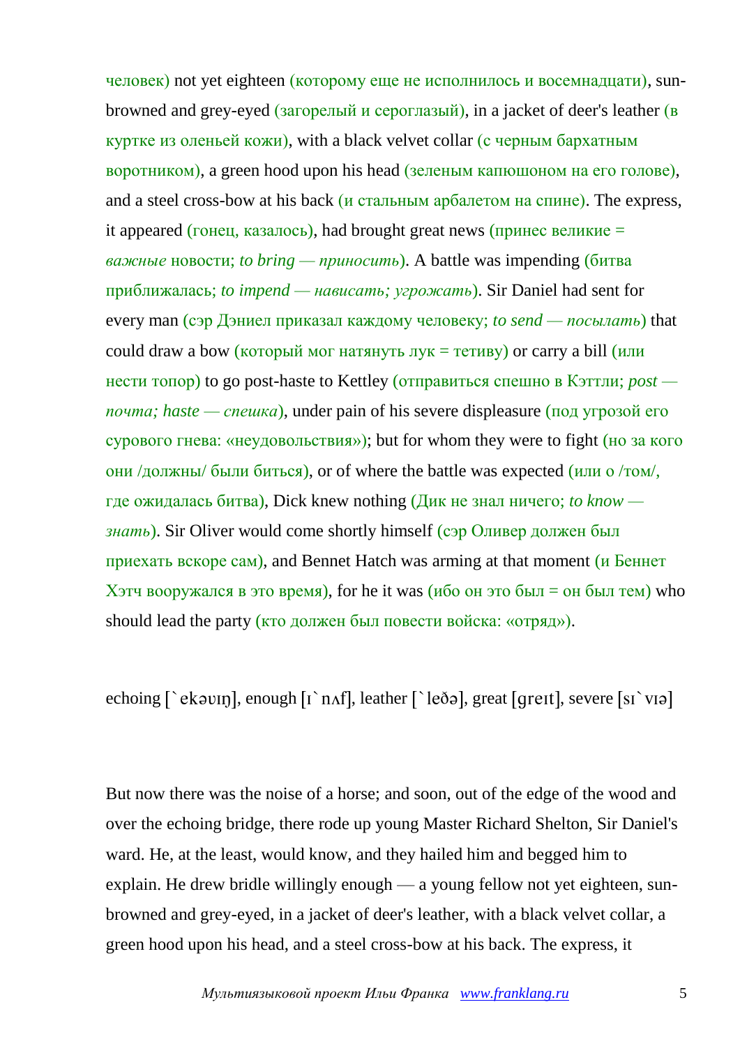человек) not yet eighteen (которому еще не исполнилось и восемнадцати), sun-browned and grey-eyed (загорелый и сероглазый), in a jacket of deer's leather (в куртке из оленьей кожи), with a black velvet collar (с черным бархатным воротником), a green hood upon his head (зеленым капюшоном на его голове), and a steel cross-bow at his back (и стальным арбалетом на спине). The express, it appeared (гонец, казалось), had brought great news (принес великие = *важные* новости; *to bring — приносить*). A battle was impending (битва приближалась; *to impend — нависать; угрожать*). Sir Daniel had sent for every man (сэр Дэниел приказал каждому человеку; *to send — посылать*) that could draw a bow (который мог натянуть лук = тетиву) or carry a bill (или нести топор) to go post-haste to Kettley (отправиться спешно в Кэттли; *post — почта; haste — спешка*), under pain of his severe displeasure (под угрозой его сурового гнева: «неудовольствия»); but for whom they were to fight (но за кого они /должны/ были биться), or of where the battle was expected (или о /том/, где ожидалась битва), Dick knew nothing (Дик не знал ничего; *to know — знать*). Sir Oliver would come shortly himself (сэр Оливер должен был приехать вскоре сам), and Bennet Hatch was arming at that moment (и Беннет Хэтч вооружался в это время), for he it was (ибо он это был = он был тем) who should lead the party (кто должен был повести войска: «отряд»).

echoing [`ekəʊɪŋ], enough [ɪ`nʌf], leather [`leðə], great [greɪt], severe [sɪ`vɪə]

But now there was the noise of a horse; and soon, out of the edge of the wood and over the echoing bridge, there rode up young Master Richard Shelton, Sir Daniel's ward. He, at the least, would know, and they hailed him and begged him to explain. He drew bridle willingly enough — a young fellow not yet eighteen, sun-browned and grey-eyed, in a jacket of deer's leather, with a black velvet collar, a green hood upon his head, and a steel cross-bow at his back. The express, it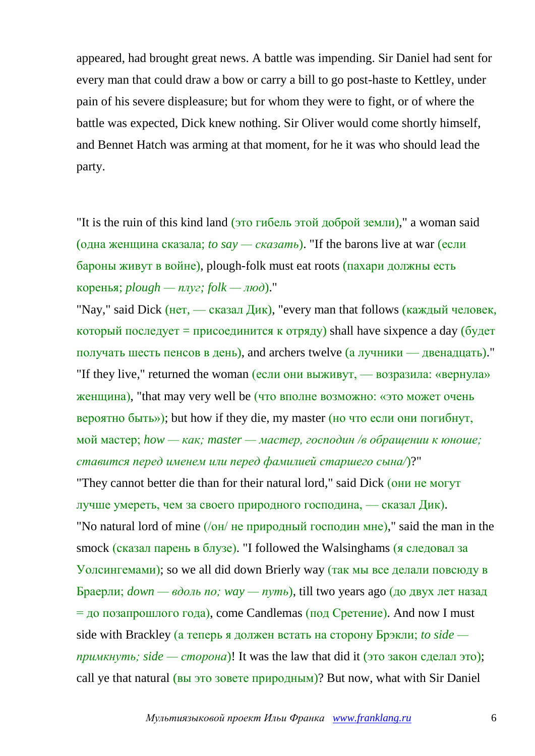appeared, had brought great news. A battle was impending. Sir Daniel had sent for every man that could draw a bow or carry a bill to go post-haste to Kettley, under pain of his severe displeasure; but for whom they were to fight, or of where the battle was expected, Dick knew nothing. Sir Oliver would come shortly himself, and Bennet Hatch was arming at that moment, for he it was who should lead the party.

"It is the ruin of this kind land (это гибель этой доброй земли)," a woman said (одна женщина сказала; *to say — сказать*). "If the barons live at war (если бароны живут в войне), plough-folk must eat roots (пахари должны есть коренья; *plough — плуг; folk — люд*)."

"Nay," said Dick (нет, — сказал Дик), "every man that follows (каждый человек, который последует = присоединится к отряду) shall have sixpence a day (будет получать шесть пенсов в день), and archers twelve (а лучники — двенадцать)."

"If they live," returned the woman (если они выживут, — возразила: «вернула» женщина), "that may very well be (что вполне возможно: «это может очень вероятно быть»); but how if they die, my master (но что если они погибнут, мой мастер; *how — как; master — мастер, господин /в обращении к юноше; ставится перед именем или перед фамилией старшего сына/*)?"

"They cannot better die than for their natural lord," said Dick (они не могут лучше умереть, чем за своего природного господина, — сказал Дик).

"No natural lord of mine (/он/ не природный господин мне)," said the man in the smock (сказал парень в блузе). "I followed the Walsinghams (я следовал за Уолсингемами); so we all did down Brierly way (так мы все делали повсюду в Браерли; *down — вдоль по; way — путь*), till two years ago (до двух лет назад = до позапрошлого года), come Candlemas (под Сретение). And now I must side with Brackley (а теперь я должен встать на сторону Брэкли; *to side — примкнуть; side — сторона*)! It was the law that did it (это закон сделал это); call ye that natural (вы это зовете природным)? But now, what with Sir Daniel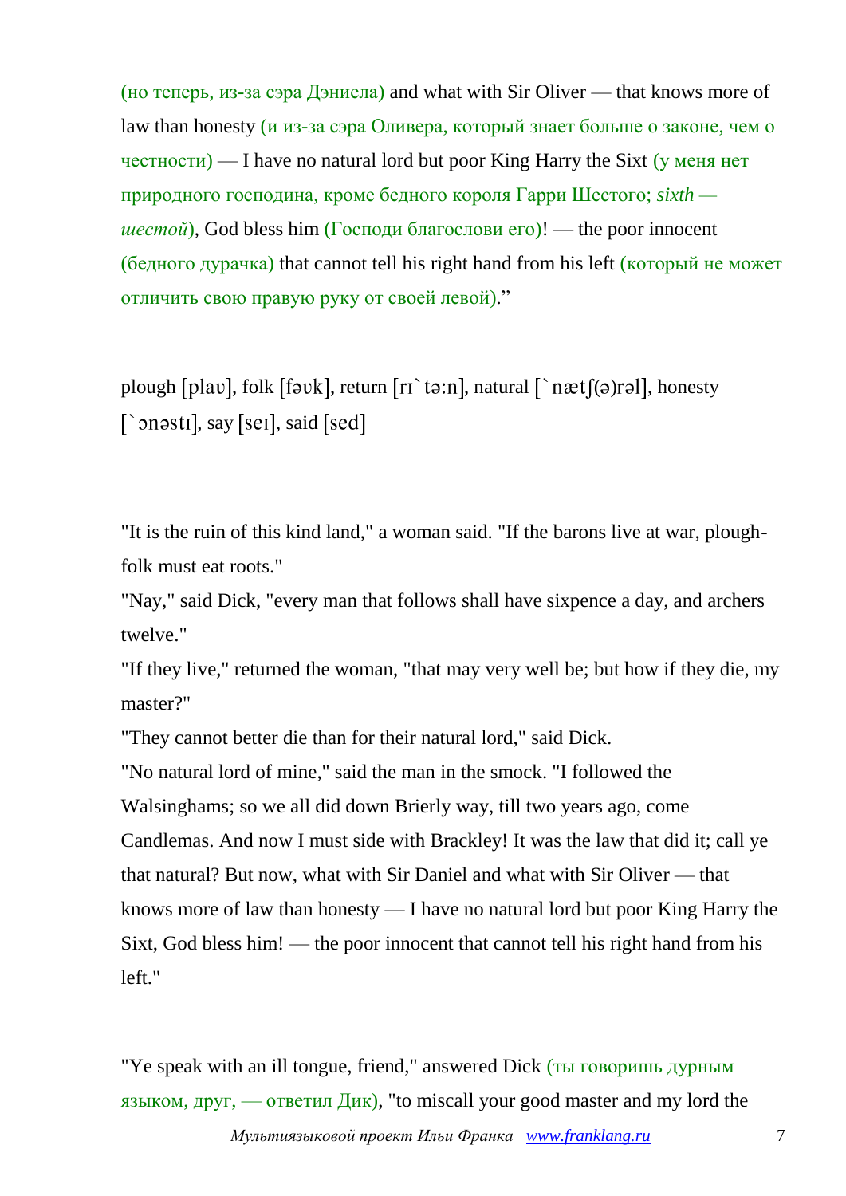(но теперь, из-за сэра Дэниела) and what with Sir Oliver — that knows more of law than honesty (и из-за сэра Оливера, который знает больше о законе, чем о честности) — I have no natural lord but poor King Harry the Sixt (у меня нет природного господина, кроме бедного короля Гарри Шестого; *sixth — шестой*), God bless him (Господи благослови его)! — the poor innocent (бедного дурачка) that cannot tell his right hand from his left (который не может отличить свою правую руку от своей левой)."

plough [plaʊ], folk [fəʊk], return [rɪˋtə:n], natural [ˋnætʃ(ə)rəl], honesty [ˋɔnəstɪ], say [seɪ], said [sed]

"It is the ruin of this kind land," a woman said. "If the barons live at war, plough-folk must eat roots."
"Nay," said Dick, "every man that follows shall have sixpence a day, and archers twelve."
"If they live," returned the woman, "that may very well be; but how if they die, my master?"
"They cannot better die than for their natural lord," said Dick.
"No natural lord of mine," said the man in the smock. "I followed the Walsinghams; so we all did down Brierly way, till two years ago, come Candlemas. And now I must side with Brackley! It was the law that did it; call ye that natural? But now, what with Sir Daniel and what with Sir Oliver — that knows more of law than honesty — I have no natural lord but poor King Harry the Sixt, God bless him! — the poor innocent that cannot tell his right hand from his left."

"Ye speak with an ill tongue, friend," answered Dick (ты говоришь дурным языком, друг, — ответил Дик), "to miscall your good master and my lord the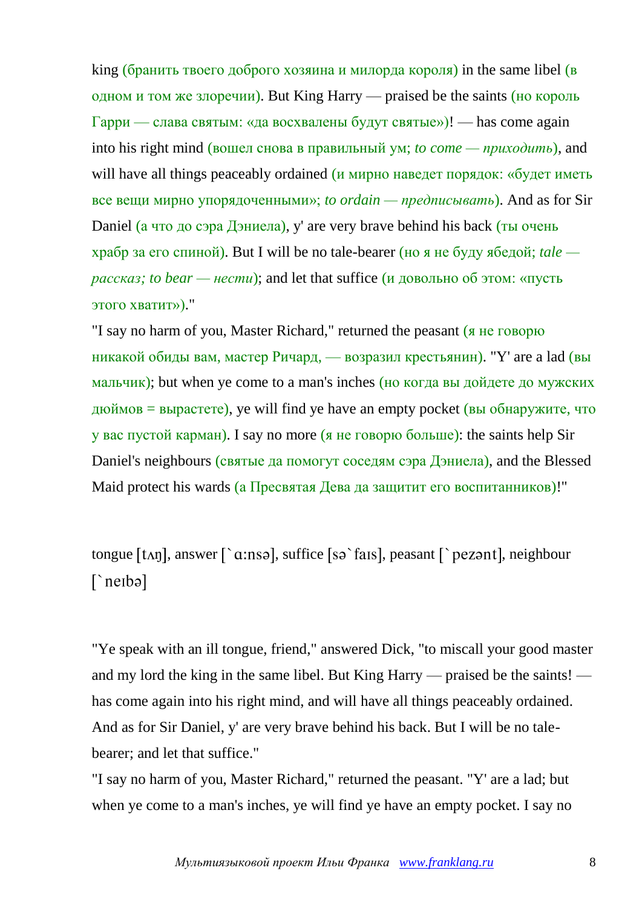king (бранить твоего доброго хозяина и милорда короля) in the same libel (в одном и том же злоречии). But King Harry — praised be the saints (но король Гарри — слава святым: «да восхвалены будут святые»)! — has come again into his right mind (вошел снова в правильный ум; *to come — приходить*), and will have all things peaceably ordained (и мирно наведет порядок: «будет иметь все вещи мирно упорядоченными»; *to ordain — предписывать*). And as for Sir Daniel (а что до сэра Дэниела), y' are very brave behind his back (ты очень храбр за его спиной). But I will be no tale-bearer (но я не буду ябедой; *tale — рассказ; to bear — нести*); and let that suffice (и довольно об этом: «пусть этого хватит»)."

"I say no harm of you, Master Richard," returned the peasant (я не говорю никакой обиды вам, мастер Ричард, — возразил крестьянин). "Y' are a lad (вы мальчик); but when ye come to a man's inches (но когда вы дойдете до мужских дюймов = вырастете), ye will find ye have an empty pocket (вы обнаружите, что у вас пустой карман). I say no more (я не говорю больше): the saints help Sir Daniel's neighbours (святые да помогут соседям сэра Дэниела), and the Blessed Maid protect his wards (а Пресвятая Дева да защитит его воспитанников)!"

tongue [tʌŋ], answer [`ɑ:nsə], suffice [sə`faɪs], peasant [`pezənt], neighbour [`neɪbə]

"Ye speak with an ill tongue, friend," answered Dick, "to miscall your good master and my lord the king in the same libel. But King Harry — praised be the saints! — has come again into his right mind, and will have all things peaceably ordained. And as for Sir Daniel, y' are very brave behind his back. But I will be no tale-bearer; and let that suffice."

"I say no harm of you, Master Richard," returned the peasant. "Y' are a lad; but when ye come to a man's inches, ye will find ye have an empty pocket. I say no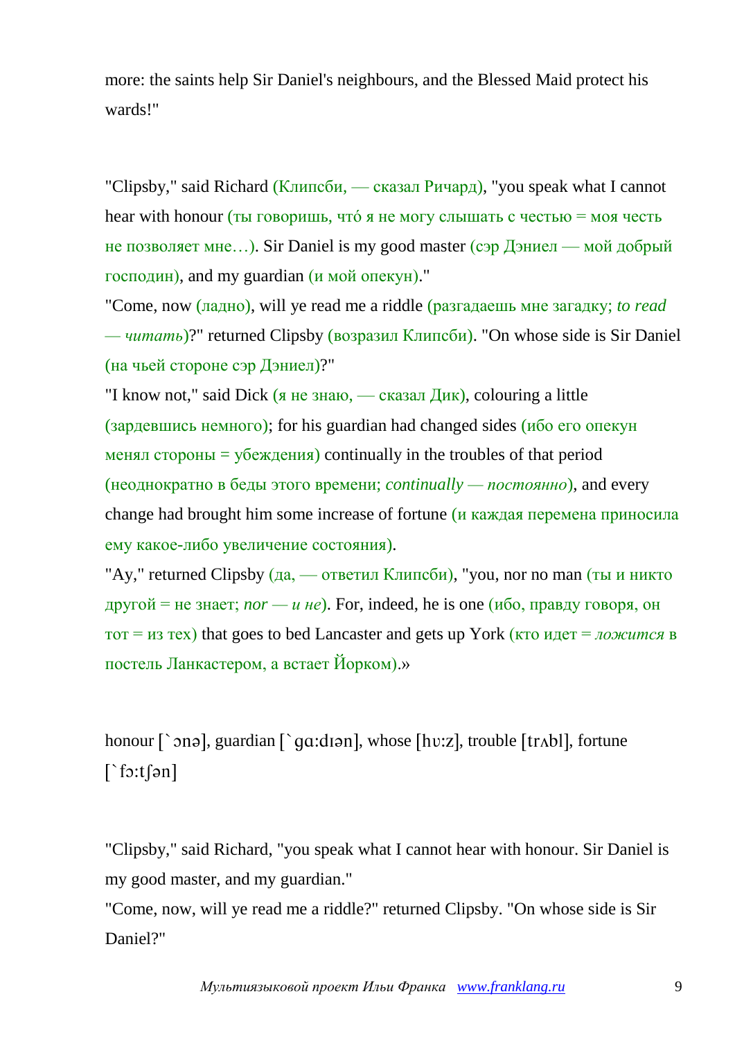more: the saints help Sir Daniel's neighbours, and the Blessed Maid protect his wards!"

"Clipsby," said Richard (Клипсби, — сказал Ричард), "you speak what I cannot hear with honour (ты говоришь, что́ я не могу слышать с честью = моя честь не позволяет мне…). Sir Daniel is my good master (сэр Дэниел — мой добрый господин), and my guardian (и мой опекун)."

"Come, now (ладно), will ye read me a riddle (разгадаешь мне загадку; *to read — читать*)?" returned Clipsby (возразил Клипсби). "On whose side is Sir Daniel (на чьей стороне сэр Дэниел)?"

"I know not," said Dick (я не знаю, — сказал Дик), colouring a little (зардевшись немного); for his guardian had changed sides (ибо его опекун менял стороны = убеждения) continually in the troubles of that period (неоднократно в беды этого времени; *continually — постоянно*), and every change had brought him some increase of fortune (и каждая перемена приносила ему какое-либо увеличение состояния).

"Ay," returned Clipsby (да, — ответил Клипсби), "you, nor no man (ты и никто другой = не знает; *nor — и не*). For, indeed, he is one (ибо, правду говоря, он тот = из тех) that goes to bed Lancaster and gets up York (кто идет = *ложится* в постель Ланкастером, а встает Йорком).»

honour [`ɔnə], guardian [`gɑ:dɪən], whose [hʊ:z], trouble [trʌbl], fortune [`fɔ:tʃən]

"Clipsby," said Richard, "you speak what I cannot hear with honour. Sir Daniel is my good master, and my guardian."

"Come, now, will ye read me a riddle?" returned Clipsby. "On whose side is Sir Daniel?"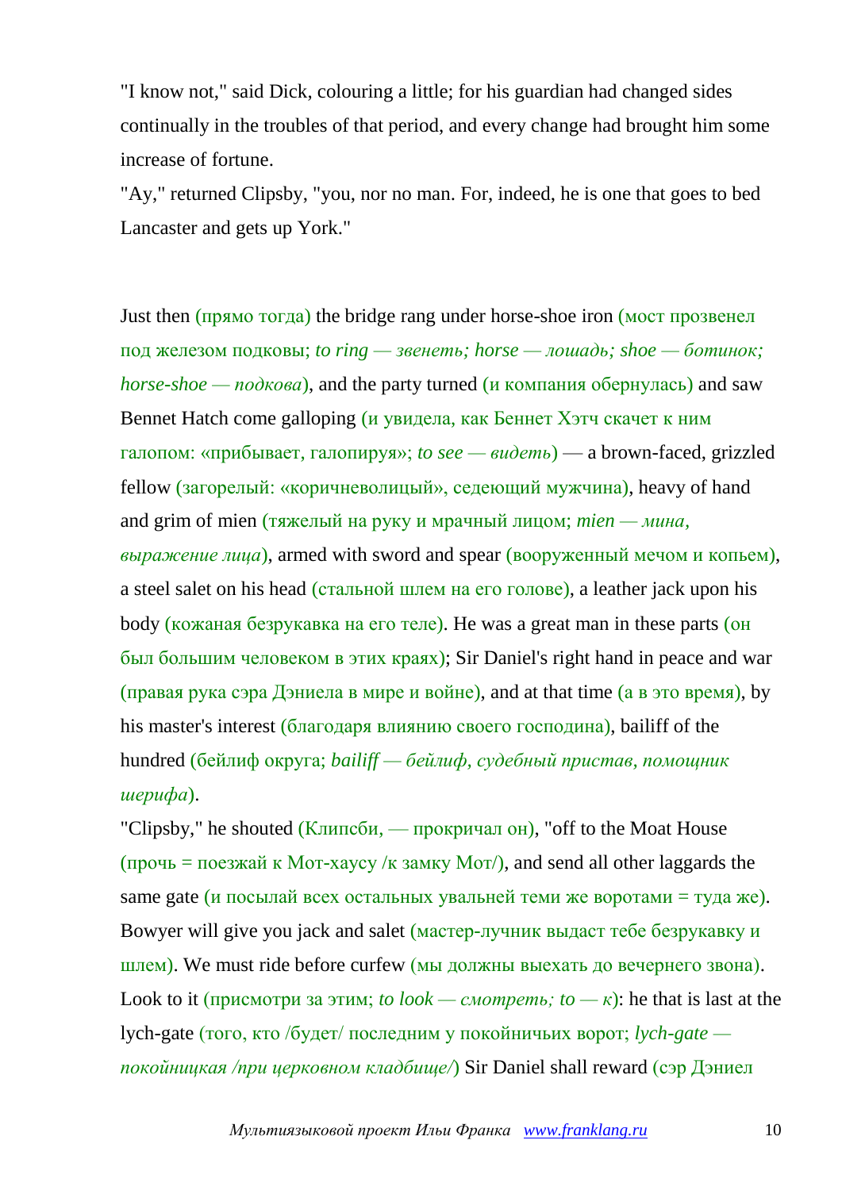"I know not," said Dick, colouring a little; for his guardian had changed sides continually in the troubles of that period, and every change had brought him some increase of fortune.

"Ay," returned Clipsby, "you, nor no man. For, indeed, he is one that goes to bed Lancaster and gets up York."

Just then (прямо тогда) the bridge rang under horse-shoe iron (мост прозвенел под железом подковы; *to ring — звенеть; horse — лошадь; shoe — ботинок; horse-shoe — подкова*), and the party turned (и компания обернулась) and saw Bennet Hatch come galloping (и увидела, как Беннет Хэтч скачет к ним галопом: «прибывает, галопируя»; *to see — видеть*) — a brown-faced, grizzled fellow (загорелый: «коричневолицый», седеющий мужчина), heavy of hand and grim of mien (тяжелый на руку и мрачный лицом; *mien — мина, выражение лица*), armed with sword and spear (вооруженный мечом и копьем), a steel salet on his head (стальной шлем на его голове), a leather jack upon his body (кожаная безрукавка на его теле). He was a great man in these parts (он был большим человеком в этих краях); Sir Daniel's right hand in peace and war (правая рука сэра Дэниела в мире и войне), and at that time (а в это время), by his master's interest (благодаря влиянию своего господина), bailiff of the hundred (бейлиф округа; *bailiff — бейлиф, судебный пристав, помощник шерифа*).

"Clipsby," he shouted (Клипсби, — прокричал он), "off to the Moat House (прочь = поезжай к Мот-хаусу /к замку Мот/), and send all other laggards the same gate (и посылай всех остальных увальней теми же воротами = туда же). Bowyer will give you jack and salet (мастер-лучник выдаст тебе безрукавку и шлем). We must ride before curfew (мы должны выехать до вечернего звона). Look to it (присмотри за этим; *to look — смотреть; to — к*): he that is last at the lych-gate (того, кто /будет/ последним у покойничьих ворот; *lych-gate — покойницкая /при церковном кладбище/*) Sir Daniel shall reward (сэр Дэниел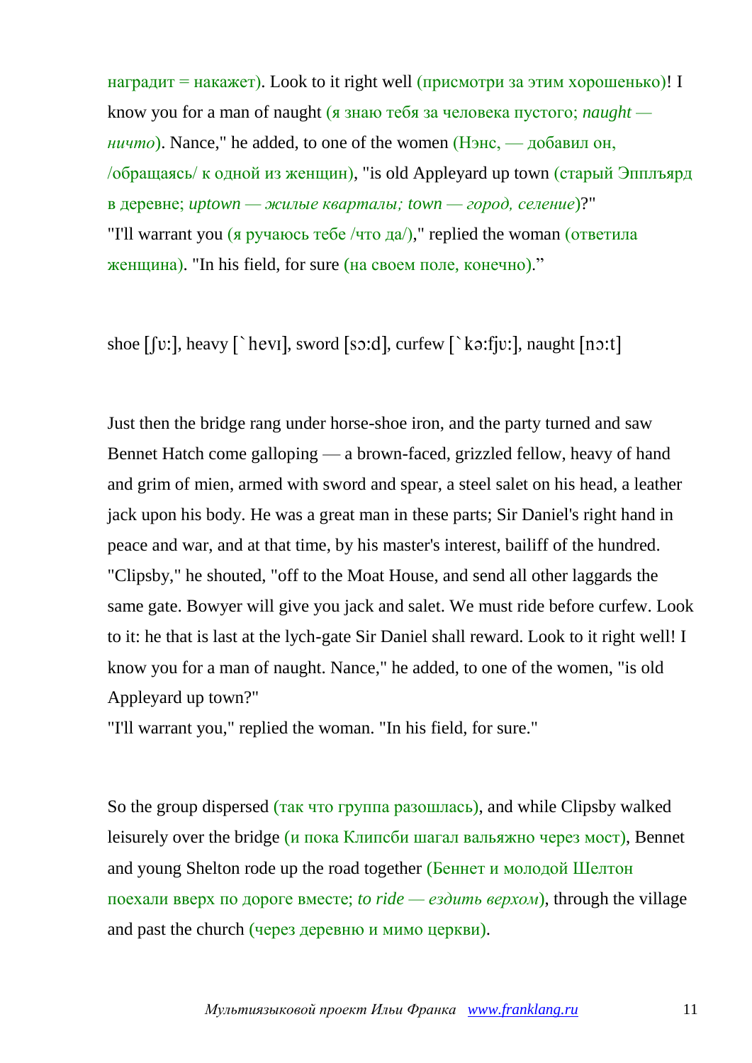наградит = накажет). Look to it right well (присмотри за этим хорошенько)! I know you for a man of naught (я знаю тебя за человека пустого; *naught — ничто*). Nance," he added, to one of the women (Нэнс, — добавил он, /обращаясь/ к одной из женщин), "is old Appleyard up town (старый Эпплъярд в деревне; *uptown — жилые кварталы; town — город, селение*)?"
"I'll warrant you (я ручаюсь тебе /что да/)," replied the woman (ответила женщина). "In his field, for sure (на своем поле, конечно)."

shoe [ʃʊ:], heavy [`hevɪ], sword [sɔ:d], curfew [`kə:fjʊ:], naught [nɔ:t]

Just then the bridge rang under horse-shoe iron, and the party turned and saw Bennet Hatch come galloping — a brown-faced, grizzled fellow, heavy of hand and grim of mien, armed with sword and spear, a steel salet on his head, a leather jack upon his body. He was a great man in these parts; Sir Daniel's right hand in peace and war, and at that time, by his master's interest, bailiff of the hundred.
"Clipsby," he shouted, "off to the Moat House, and send all other laggards the same gate. Bowyer will give you jack and salet. We must ride before curfew. Look to it: he that is last at the lych-gate Sir Daniel shall reward. Look to it right well! I know you for a man of naught. Nance," he added, to one of the women, "is old Appleyard up town?"
"I'll warrant you," replied the woman. "In his field, for sure."

So the group dispersed (так что группа разошлась), and while Clipsby walked leisurely over the bridge (и пока Клипсби шагал вальяжно через мост), Bennet and young Shelton rode up the road together (Беннет и молодой Шелтон поехали вверх по дороге вместе; *to ride — ездить верхом*), through the village and past the church (через деревню и мимо церкви).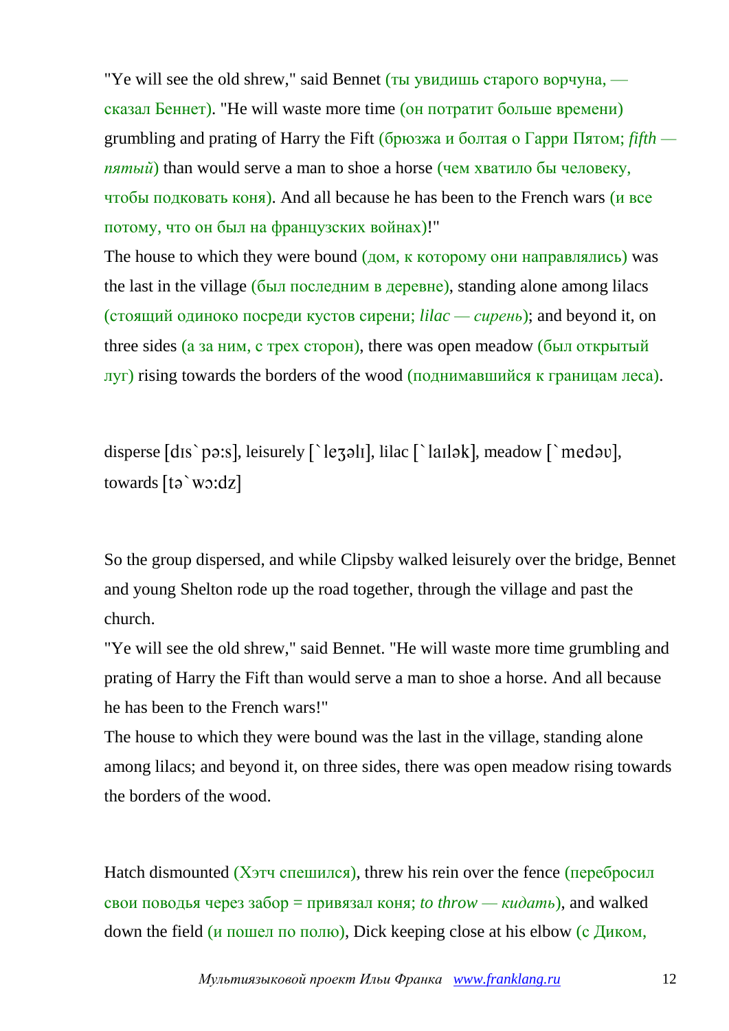"Ye will see the old shrew," said Bennet (ты увидишь старого ворчуна, — сказал Беннет). "He will waste more time (он потратит больше времени) grumbling and prating of Harry the Fift (брюзжа и болтая о Гарри Пятом; *fifth — пятый*) than would serve a man to shoe a horse (чем хватило бы человеку, чтобы подковать коня). And all because he has been to the French wars (и все потому, что он был на французских войнах)!"

The house to which they were bound (дом, к которому они направлялись) was the last in the village (был последним в деревне), standing alone among lilacs (стоящий одиноко посреди кустов сирени; *lilac — сирень*); and beyond it, on three sides (а за ним, с трех сторон), there was open meadow (был открытый луг) rising towards the borders of the wood (поднимавшийся к границам леса).

disperse [dɪs`pə:s], leisurely [`leʒəlɪ], lilac [`laɪlək], meadow [`medəʊ], towards [tə`wɔ:dz]

So the group dispersed, and while Clipsby walked leisurely over the bridge, Bennet and young Shelton rode up the road together, through the village and past the church.

"Ye will see the old shrew," said Bennet. "He will waste more time grumbling and prating of Harry the Fift than would serve a man to shoe a horse. And all because he has been to the French wars!"

The house to which they were bound was the last in the village, standing alone among lilacs; and beyond it, on three sides, there was open meadow rising towards the borders of the wood.

Hatch dismounted (Хэтч спешился), threw his rein over the fence (перебросил свои поводья через забор = привязал коня; *to throw — кидать*), and walked down the field (и пошел по полю), Dick keeping close at his elbow (с Диком,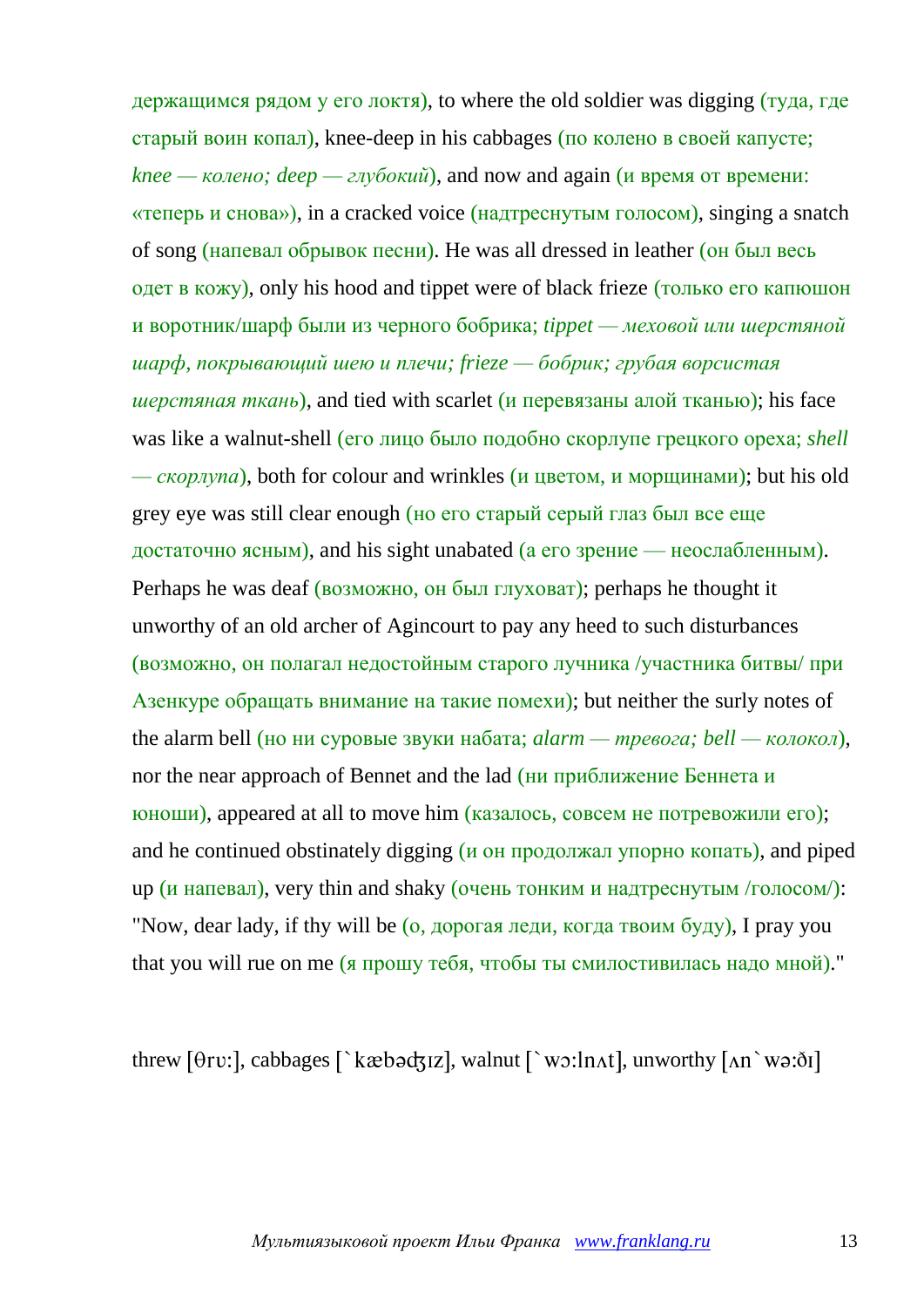держащимся рядом у его локтя), to where the old soldier was digging (туда, где старый воин копал), knee-deep in his cabbages (по колено в своей капусте; *knee — колено; deep — глубокий*), and now and again (и время от времени: «теперь и снова»), in a cracked voice (надтреснутым голосом), singing a snatch of song (напевал обрывок песни). He was all dressed in leather (он был весь одет в кожу), only his hood and tippet were of black frieze (только его капюшон и воротник/шарф были из черного бобрика; *tippet — меховой или шерстяной шарф, покрывающий шею и плечи; frieze — бобрик; грубая ворсистая шерстяная ткань*), and tied with scarlet (и перевязаны алой тканью); his face was like a walnut-shell (его лицо было подобно скорлупе грецкого ореха; *shell — скорлупа*), both for colour and wrinkles (и цветом, и морщинами); but his old grey eye was still clear enough (но его старый серый глаз был все еще достаточно ясным), and his sight unabated (а его зрение — неослабленным). Perhaps he was deaf (возможно, он был глуховат); perhaps he thought it unworthy of an old archer of Agincourt to pay any heed to such disturbances (возможно, он полагал недостойным старого лучника /участника битвы/ при Азенкуре обращать внимание на такие помехи); but neither the surly notes of the alarm bell (но ни суровые звуки набата; *alarm — тревога; bell — колокол*), nor the near approach of Bennet and the lad (ни приближение Беннета и юноши), appeared at all to move him (казалось, совсем не потревожили его); and he continued obstinately digging (и он продолжал упорно копать), and piped up (и напевал), very thin and shaky (очень тонким и надтреснутым /голосом/): "Now, dear lady, if thy will be (о, дорогая леди, когда твоим буду), I pray you that you will rue on me (я прошу тебя, чтобы ты смилостивилась надо мной)."

threw [θrʊ:], cabbages [`kæbəʤɪz], walnut [`wɔ:lnʌt], unworthy [ʌn`wə:ðɪ]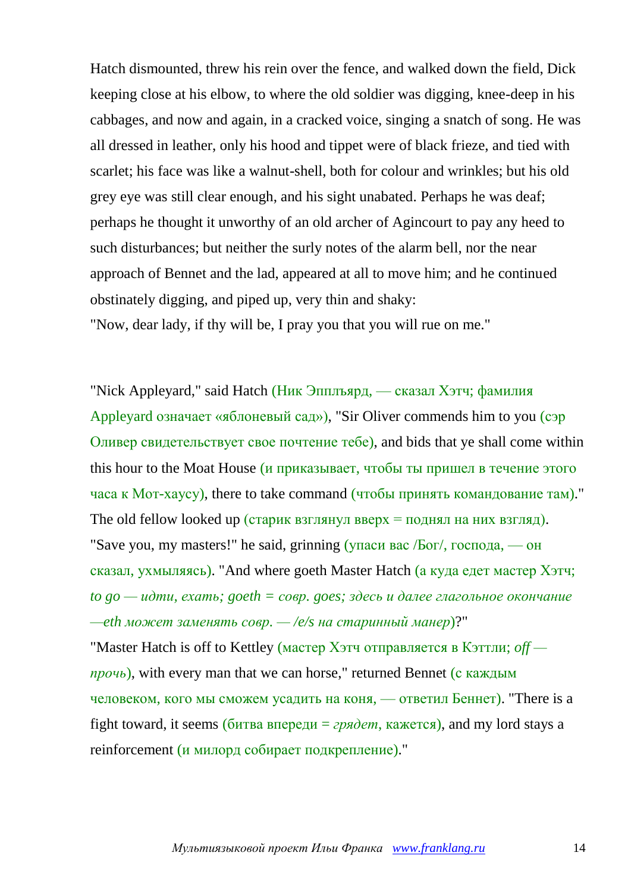Hatch dismounted, threw his rein over the fence, and walked down the field, Dick keeping close at his elbow, to where the old soldier was digging, knee-deep in his cabbages, and now and again, in a cracked voice, singing a snatch of song. He was all dressed in leather, only his hood and tippet were of black frieze, and tied with scarlet; his face was like a walnut-shell, both for colour and wrinkles; but his old grey eye was still clear enough, and his sight unabated. Perhaps he was deaf; perhaps he thought it unworthy of an old archer of Agincourt to pay any heed to such disturbances; but neither the surly notes of the alarm bell, nor the near approach of Bennet and the lad, appeared at all to move him; and he continued obstinately digging, and piped up, very thin and shaky:
"Now, dear lady, if thy will be, I pray you that you will rue on me."

"Nick Appleyard," said Hatch (Ник Эпплъярд, — сказал Хэтч; фамилия Appleyard означает «яблоневый сад»), "Sir Oliver commends him to you (сэр Оливер свидетельствует свое почтение тебе), and bids that ye shall come within this hour to the Moat House (и приказывает, чтобы ты пришел в течение этого часа к Мот-хаусу), there to take command (чтобы принять командование там)." The old fellow looked up (старик взглянул вверх = поднял на них взгляд). "Save you, my masters!" he said, grinning (упаси вас /Бог/, господа, — он сказал, ухмыляясь). "And where goeth Master Hatch (а куда едет мастер Хэтч; *to go — идти, ехать; goeth = совр. goes; здесь и далее глагольное окончание —eth может заменять совр. — /e/s на старинный манер*)?"
"Master Hatch is off to Kettley (мастер Хэтч отправляется в Кэттли; *off — прочь*), with every man that we can horse," returned Bennet (с каждым человеком, кого мы сможем усадить на коня, — ответил Беннет). "There is a fight toward, it seems (битва впереди = *грядет*, кажется), and my lord stays a reinforcement (и милорд собирает подкрепление)."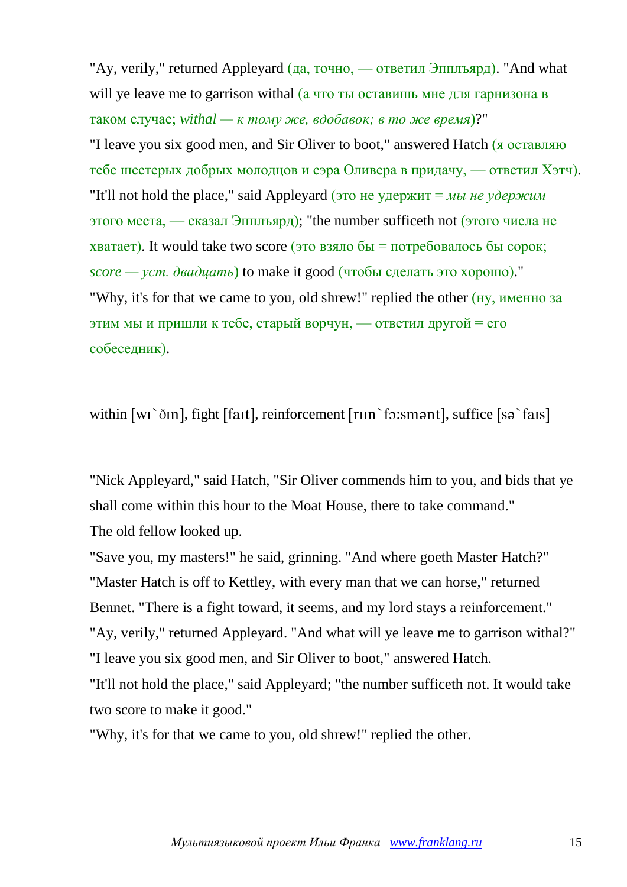"Ay, verily," returned Appleyard (да, точно, — ответил Эпплъярд). "And what will ye leave me to garrison withal (а что ты оставишь мне для гарнизона в таком случае; *withal — к тому же, вдобавок; в то же время*)?"
"I leave you six good men, and Sir Oliver to boot," answered Hatch (я оставляю тебе шестерых добрых молодцов и сэра Оливера в придачу, — ответил Хэтч).
"It'll not hold the place," said Appleyard (это не удержит = *мы не удержим* этого места, — сказал Эпплъярд); "the number sufficeth not (этого числа не хватает). It would take two score (это взяло бы = потребовалось бы сорок; *score — уст. двадцать*) to make it good (чтобы сделать это хорошо)."
"Why, it's for that we came to you, old shrew!" replied the other (ну, именно за этим мы и пришли к тебе, старый ворчун, — ответил другой = его собеседник).

within [wɪˋðɪn], fight [faɪt], reinforcement [rɪɪnˋfɔ:smənt], suffice [səˋfaɪs]

"Nick Appleyard," said Hatch, "Sir Oliver commends him to you, and bids that ye shall come within this hour to the Moat House, there to take command."
The old fellow looked up.
"Save you, my masters!" he said, grinning. "And where goeth Master Hatch?"
"Master Hatch is off to Kettley, with every man that we can horse," returned Bennet. "There is a fight toward, it seems, and my lord stays a reinforcement."
"Ay, verily," returned Appleyard. "And what will ye leave me to garrison withal?"
"I leave you six good men, and Sir Oliver to boot," answered Hatch.
"It'll not hold the place," said Appleyard; "the number sufficeth not. It would take two score to make it good."
"Why, it's for that we came to you, old shrew!" replied the other.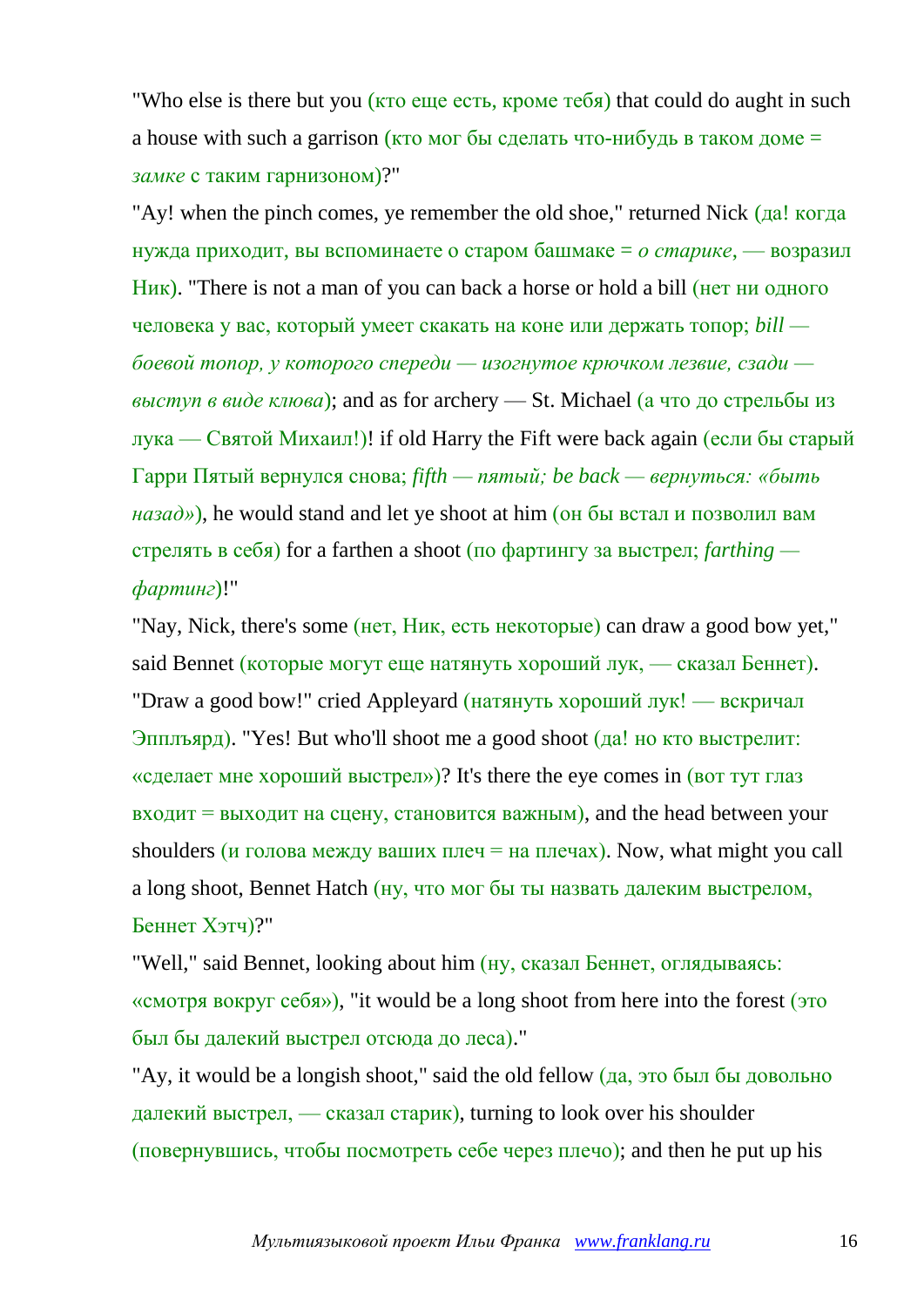"Who else is there but you (кто еще есть, кроме тебя) that could do aught in such a house with such a garrison (кто мог бы сделать что-нибудь в таком доме = *замке* с таким гарнизоном)?"

"Ay! when the pinch comes, ye remember the old shoe," returned Nick (да! когда нужда приходит, вы вспоминаете о старом башмаке = *о старике*, — возразил Ник). "There is not a man of you can back a horse or hold a bill (нет ни одного человека у вас, который умеет скакать на коне или держать топор; *bill — боевой топор, у которого спереди — изогнутое крючком лезвие, сзади — выступ в виде клюва*); and as for archery — St. Michael (а что до стрельбы из лука — Святой Михаил!)! if old Harry the Fift were back again (если бы старый Гарри Пятый вернулся снова; *fifth — пятый; be back — вернуться: «быть назад»*), he would stand and let ye shoot at him (он бы встал и позволил вам стрелять в себя) for a farthen a shoot (по фартингу за выстрел; *farthing — фартинг*)!"

"Nay, Nick, there's some (нет, Ник, есть некоторые) can draw a good bow yet," said Bennet (которые могут еще натянуть хороший лук, — сказал Беннет). "Draw a good bow!" cried Appleyard (натянуть хороший лук! — вскричал Эпплъярд). "Yes! But who'll shoot me a good shoot (да! но кто выстрелит: «сделает мне хороший выстрел»)? It's there the eye comes in (вот тут глаз входит = выходит на сцену, становится важным), and the head between your shoulders (и голова между ваших плеч = на плечах). Now, what might you call a long shoot, Bennet Hatch (ну, что мог бы ты назвать далеким выстрелом, Беннет Хэтч)?"

"Well," said Bennet, looking about him (ну, сказал Беннет, оглядываясь: «смотря вокруг себя»), "it would be a long shoot from here into the forest (это был бы далекий выстрел отсюда до леса)."

"Ay, it would be a longish shoot," said the old fellow (да, это был бы довольно далекий выстрел, — сказал старик), turning to look over his shoulder (повернувшись, чтобы посмотреть себе через плечо); and then he put up his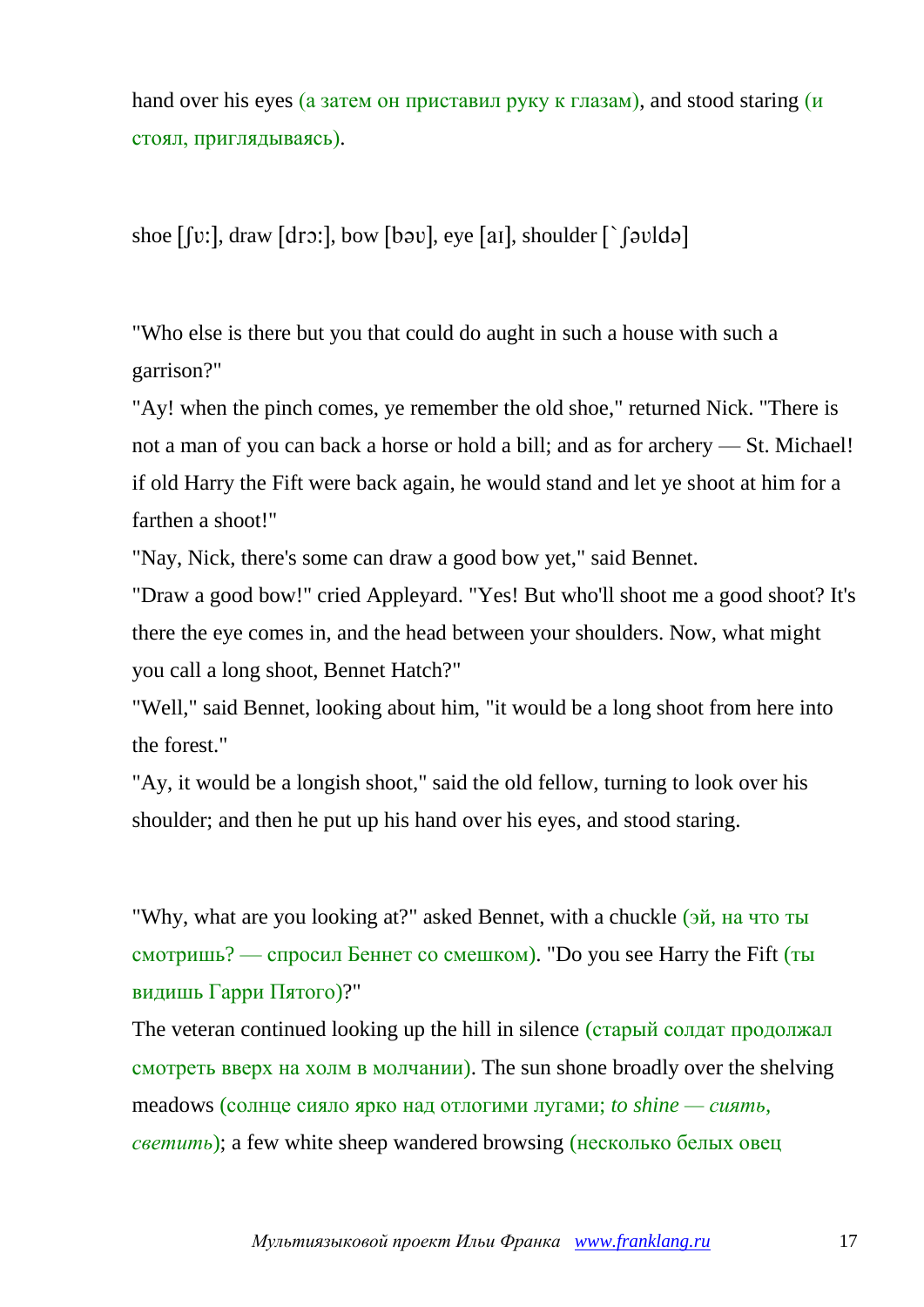hand over his eyes (а затем он приставил руку к глазам), and stood staring (и стоял, приглядываясь).

shoe [ʃu:], draw [drɔ:], bow [bəʊ], eye [aɪ], shoulder [`ʃəʊldə]

"Who else is there but you that could do aught in such a house with such a garrison?"
"Ay! when the pinch comes, ye remember the old shoe," returned Nick. "There is not a man of you can back a horse or hold a bill; and as for archery — St. Michael! if old Harry the Fift were back again, he would stand and let ye shoot at him for a farthen a shoot!"
"Nay, Nick, there's some can draw a good bow yet," said Bennet.
"Draw a good bow!" cried Appleyard. "Yes! But who'll shoot me a good shoot? It's there the eye comes in, and the head between your shoulders. Now, what might you call a long shoot, Bennet Hatch?"
"Well," said Bennet, looking about him, "it would be a long shoot from here into the forest."
"Ay, it would be a longish shoot," said the old fellow, turning to look over his shoulder; and then he put up his hand over his eyes, and stood staring.

"Why, what are you looking at?" asked Bennet, with a chuckle (эй, на что ты смотришь? — спросил Беннет со смешком). "Do you see Harry the Fift (ты видишь Гарри Пятого)?"
The veteran continued looking up the hill in silence (старый солдат продолжал смотреть вверх на холм в молчании). The sun shone broadly over the shelving meadows (солнце сияло ярко над отлогими лугами; *to shine — сиять, светить*); a few white sheep wandered browsing (несколько белых овец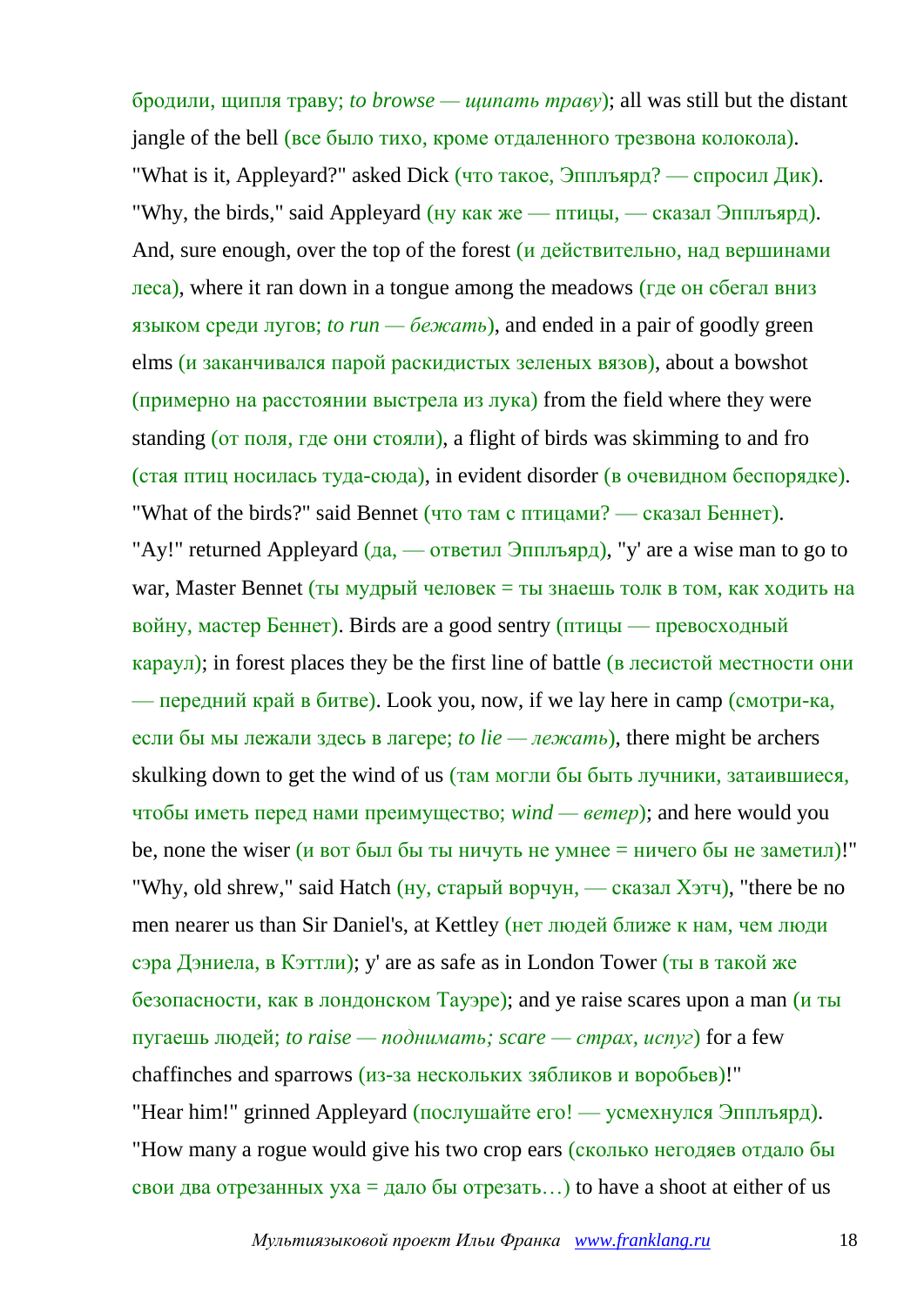бродили, щипля траву; *to browse — щипать траву*); all was still but the distant jangle of the bell (все было тихо, кроме отдаленного трезвона колокола).

"What is it, Appleyard?" asked Dick (что такое, Эпплъярд? — спросил Дик).

"Why, the birds," said Appleyard (ну как же — птицы, — сказал Эпплъярд).

And, sure enough, over the top of the forest (и действительно, над вершинами леса), where it ran down in a tongue among the meadows (где он сбегал вниз языком среди лугов; *to run — бежать*), and ended in a pair of goodly green elms (и заканчивался парой раскидистых зеленых вязов), about a bowshot (примерно на расстоянии выстрела из лука) from the field where they were standing (от поля, где они стояли), a flight of birds was skimming to and fro (стая птиц носилась туда-сюда), in evident disorder (в очевидном беспорядке).

"What of the birds?" said Bennet (что там с птицами? — сказал Беннет).

"Ay!" returned Appleyard (да, — ответил Эпплъярд), "y' are a wise man to go to war, Master Bennet (ты мудрый человек = ты знаешь толк в том, как ходить на войну, мастер Беннет). Birds are a good sentry (птицы — превосходный караул); in forest places they be the first line of battle (в лесистой местности они — передний край в битве). Look you, now, if we lay here in camp (смотри-ка, если бы мы лежали здесь в лагере; *to lie — лежать*), there might be archers skulking down to get the wind of us (там могли бы быть лучники, затаившиеся, чтобы иметь перед нами преимущество; *wind — ветер*); and here would you be, none the wiser (и вот был бы ты ничуть не умнее = ничего бы не заметил)!"

"Why, old shrew," said Hatch (ну, старый ворчун, — сказал Хэтч), "there be no men nearer us than Sir Daniel's, at Kettley (нет людей ближе к нам, чем люди сэра Дэниела, в Кэттли); y' are as safe as in London Tower (ты в такой же безопасности, как в лондонском Тауэре); and ye raise scares upon a man (и ты пугаешь людей; *to raise — поднимать; scare — страх, испуг*) for a few chaffinches and sparrows (из-за нескольких зябликов и воробьев)!"

"Hear him!" grinned Appleyard (послушайте его! — усмехнулся Эпплъярд). "How many a rogue would give his two crop ears (сколько негодяев отдало бы свои два отрезанных уха = дало бы отрезать…) to have a shoot at either of us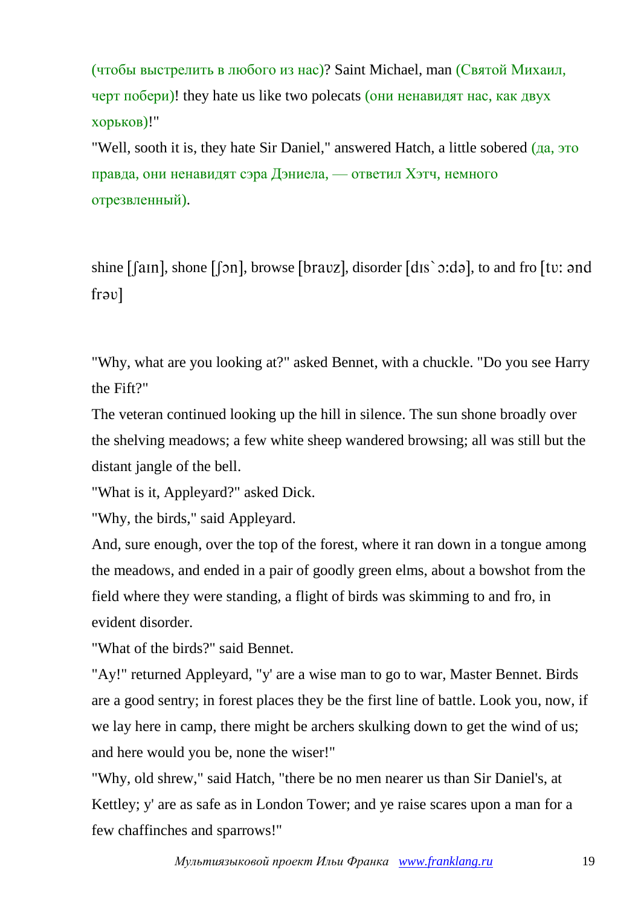(чтобы выстрелить в любого из нас)? Saint Michael, man (Святой Михаил, черт побери)! they hate us like two polecats (они ненавидят нас, как двух хорьков)!"

"Well, sooth it is, they hate Sir Daniel," answered Hatch, a little sobered (да, это правда, они ненавидят сэра Дэниела, — ответил Хэтч, немного отрезвленный).

shine [ʃaɪn], shone [ʃɔn], browse [braʊz], disorder [dɪs`ɔ:də], to and fro [tʊ: ənd frəʊ]

"Why, what are you looking at?" asked Bennet, with a chuckle. "Do you see Harry the Fift?"

The veteran continued looking up the hill in silence. The sun shone broadly over the shelving meadows; a few white sheep wandered browsing; all was still but the distant jangle of the bell.

"What is it, Appleyard?" asked Dick.

"Why, the birds," said Appleyard.

And, sure enough, over the top of the forest, where it ran down in a tongue among the meadows, and ended in a pair of goodly green elms, about a bowshot from the field where they were standing, a flight of birds was skimming to and fro, in evident disorder.

"What of the birds?" said Bennet.

"Ay!" returned Appleyard, "y' are a wise man to go to war, Master Bennet. Birds are a good sentry; in forest places they be the first line of battle. Look you, now, if we lay here in camp, there might be archers skulking down to get the wind of us; and here would you be, none the wiser!"

"Why, old shrew," said Hatch, "there be no men nearer us than Sir Daniel's, at Kettley; y' are as safe as in London Tower; and ye raise scares upon a man for a few chaffinches and sparrows!"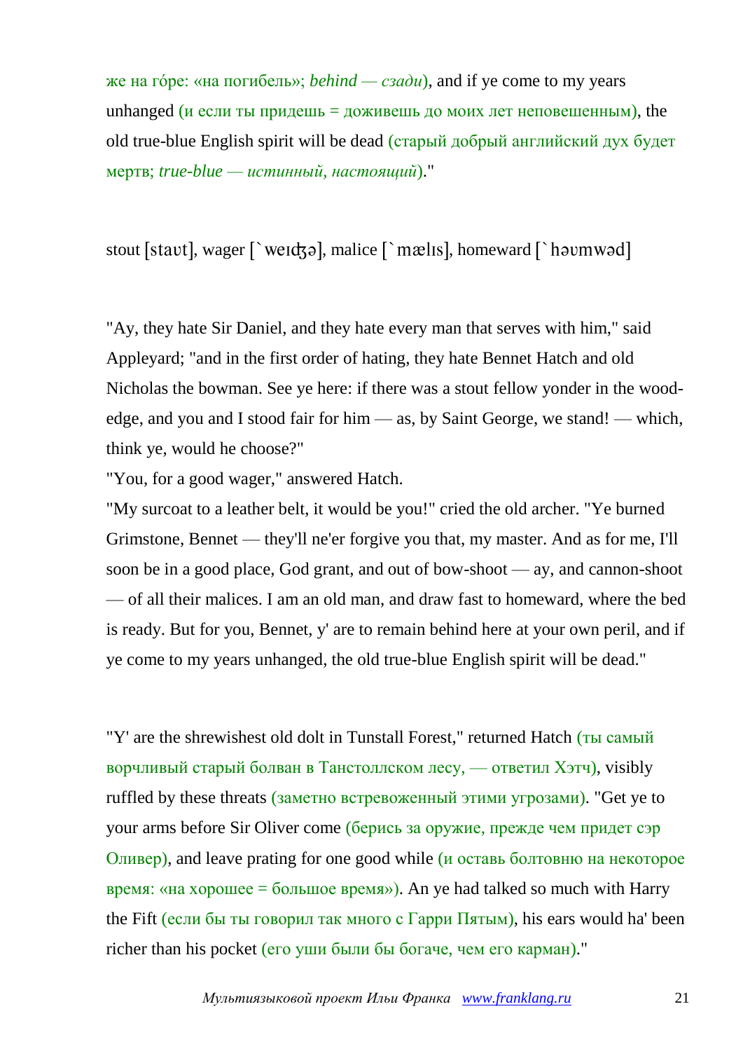же на го́ре: «на погибель»; *behind — сзади*), and if ye come to my years unhanged (и если ты придешь = доживешь до моих лет неповешенным), the old true-blue English spirit will be dead (старый добрый английский дух будет мертв; *true-blue — истинный, настоящий*)."

stout [staʊt], wager [`weɪʤə], malice [`mælɪs], homeward [`həʊmwəd]

"Ay, they hate Sir Daniel, and they hate every man that serves with him," said Appleyard; "and in the first order of hating, they hate Bennet Hatch and old Nicholas the bowman. See ye here: if there was a stout fellow yonder in the wood-edge, and you and I stood fair for him — as, by Saint George, we stand! — which, think ye, would he choose?"

"You, for a good wager," answered Hatch.

"My surcoat to a leather belt, it would be you!" cried the old archer. "Ye burned Grimstone, Bennet — they'll ne'er forgive you that, my master. And as for me, I'll soon be in a good place, God grant, and out of bow-shoot — ay, and cannon-shoot — of all their malices. I am an old man, and draw fast to homeward, where the bed is ready. But for you, Bennet, y' are to remain behind here at your own peril, and if ye come to my years unhanged, the old true-blue English spirit will be dead."

"Y' are the shrewishest old dolt in Tunstall Forest," returned Hatch (ты самый ворчливый старый болван в Танстоллском лесу, — ответил Хэтч), visibly ruffled by these threats (заметно встревоженный этими угрозами). "Get ye to your arms before Sir Oliver come (берись за оружие, прежде чем придет сэр Оливер), and leave prating for one good while (и оставь болтовню на некоторое время: «на хорошее = большое время»). An ye had talked so much with Harry the Fift (если бы ты говорил так много с Гарри Пятым), his ears would ha' been richer than his pocket (его уши были бы богаче, чем его карман)."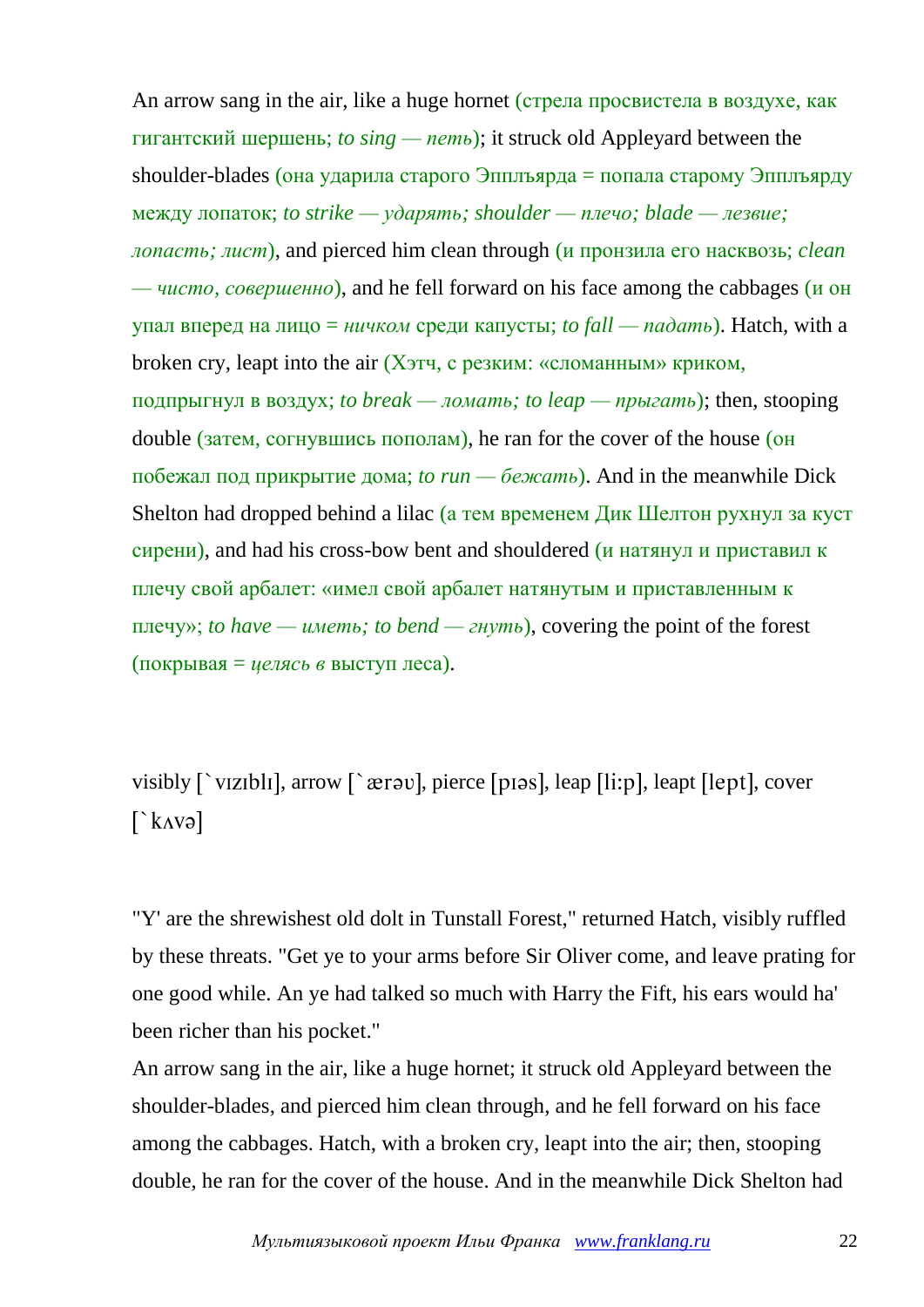An arrow sang in the air, like a huge hornet (стрела просвистела в воздухе, как гигантский шершень; *to sing — петь*); it struck old Appleyard between the shoulder-blades (она ударила старого Эпплъярда = попала старому Эпплъярду между лопаток; *to strike — ударять; shoulder — плечо; blade — лезвие; лопасть; лист*), and pierced him clean through (и пронзила его насквозь; *clean — чисто, совершенно*), and he fell forward on his face among the cabbages (и он упал вперед на лицо = *ничком* среди капусты; *to fall — падать*). Hatch, with a broken cry, leapt into the air (Хэтч, с резким: «сломанным» криком, подпрыгнул в воздух; *to break — ломать; to leap — прыгать*); then, stooping double (затем, согнувшись пополам), he ran for the cover of the house (он побежал под прикрытие дома; *to run — бежать*). And in the meanwhile Dick Shelton had dropped behind a lilac (а тем временем Дик Шелтон рухнул за куст сирени), and had his cross-bow bent and shouldered (и натянул и приставил к плечу свой арбалет: «имел свой арбалет натянутым и приставленным к плечу»; *to have — иметь; to bend — гнуть*), covering the point of the forest (покрывая = *целясь в* выступ леса).

visibly [`vɪzɪblɪ], arrow [`ærəʊ], pierce [pɪəs], leap [li:p], leapt [lept], cover [`kʌvə]

"Y' are the shrewishest old dolt in Tunstall Forest," returned Hatch, visibly ruffled by these threats. "Get ye to your arms before Sir Oliver come, and leave prating for one good while. An ye had talked so much with Harry the Fift, his ears would ha' been richer than his pocket."

An arrow sang in the air, like a huge hornet; it struck old Appleyard between the shoulder-blades, and pierced him clean through, and he fell forward on his face among the cabbages. Hatch, with a broken cry, leapt into the air; then, stooping double, he ran for the cover of the house. And in the meanwhile Dick Shelton had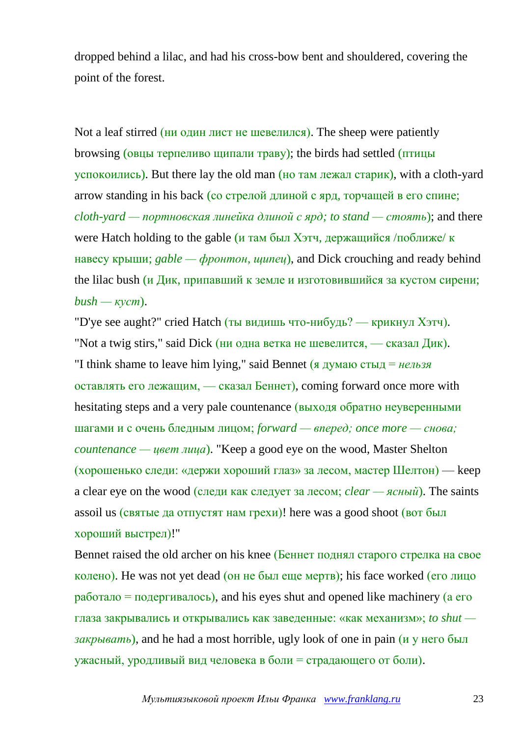dropped behind a lilac, and had his cross-bow bent and shouldered, covering the point of the forest.

Not a leaf stirred (ни один лист не шевелился). The sheep were patiently browsing (овцы терпеливо щипали траву); the birds had settled (птицы успокоились). But there lay the old man (но там лежал старик), with a cloth-yard arrow standing in his back (со стрелой длиной с ярд, торчащей в его спине; *cloth-yard — портновская линейка длиной с ярд; to stand — стоять*); and there were Hatch holding to the gable (и там был Хэтч, держащийся /поближе/ к навесу крыши; *gable — фронтон, щипец*), and Dick crouching and ready behind the lilac bush (и Дик, припавший к земле и изготовившийся за кустом сирени; *bush — куст*).

"D'ye see aught?" cried Hatch (ты видишь что-нибудь? — крикнул Хэтч).

"Not a twig stirs," said Dick (ни одна ветка не шевелится, — сказал Дик).

"I think shame to leave him lying," said Bennet (я думаю стыд = *нельзя* оставлять его лежащим, — сказал Беннет), coming forward once more with hesitating steps and a very pale countenance (выходя обратно неуверенными шагами и с очень бледным лицом; *forward — вперед; once more — снова; countenance — цвет лица*). "Keep a good eye on the wood, Master Shelton (хорошенько следи: «держи хороший глаз» за лесом, мастер Шелтон) — keep a clear eye on the wood (следи как следует за лесом; *clear — ясный*). The saints assoil us (святые да отпустят нам грехи)! here was a good shoot (вот был хороший выстрел)!"

Bennet raised the old archer on his knee (Беннет поднял старого стрелка на свое колено). He was not yet dead (он не был еще мертв); his face worked (его лицо работало = подергивалось), and his eyes shut and opened like machinery (а его глаза закрывались и открывались как заведенные: «как механизм»; *to shut — закрывать*), and he had a most horrible, ugly look of one in pain (и у него был ужасный, уродливый вид человека в боли = страдающего от боли).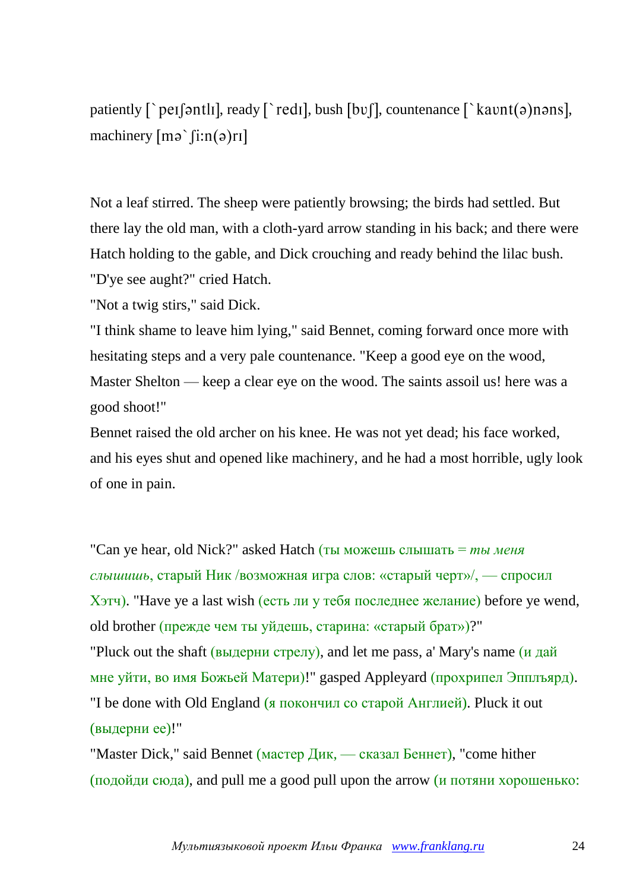patiently [`peɪʃəntlɪ], ready [`redɪ], bush [bʊʃ], countenance [`kaʊnt(ə)nəns], machinery [mə`ʃi:n(ə)rɪ]

Not a leaf stirred. The sheep were patiently browsing; the birds had settled. But there lay the old man, with a cloth-yard arrow standing in his back; and there were Hatch holding to the gable, and Dick crouching and ready behind the lilac bush.

"D'ye see aught?" cried Hatch.

"Not a twig stirs," said Dick.

"I think shame to leave him lying," said Bennet, coming forward once more with hesitating steps and a very pale countenance. "Keep a good eye on the wood, Master Shelton — keep a clear eye on the wood. The saints assoil us! here was a good shoot!"

Bennet raised the old archer on his knee. He was not yet dead; his face worked, and his eyes shut and opened like machinery, and he had a most horrible, ugly look of one in pain.

"Can ye hear, old Nick?" asked Hatch (ты можешь слышать = *ты меня слышишь*, старый Ник /возможная игра слов: «старый черт»/, — спросил Хэтч). "Have ye a last wish (есть ли у тебя последнее желание) before ye wend, old brother (прежде чем ты уйдешь, старина: «старый брат»)?"

"Pluck out the shaft (выдерни стрелу), and let me pass, a' Mary's name (и дай мне уйти, во имя Божьей Матери)!" gasped Appleyard (прохрипел Эпплъярд). "I be done with Old England (я покончил со старой Англией). Pluck it out (выдерни ее)!"

"Master Dick," said Bennet (мастер Дик, — сказал Беннет), "come hither (подойди сюда), and pull me a good pull upon the arrow (и потяни хорошенько: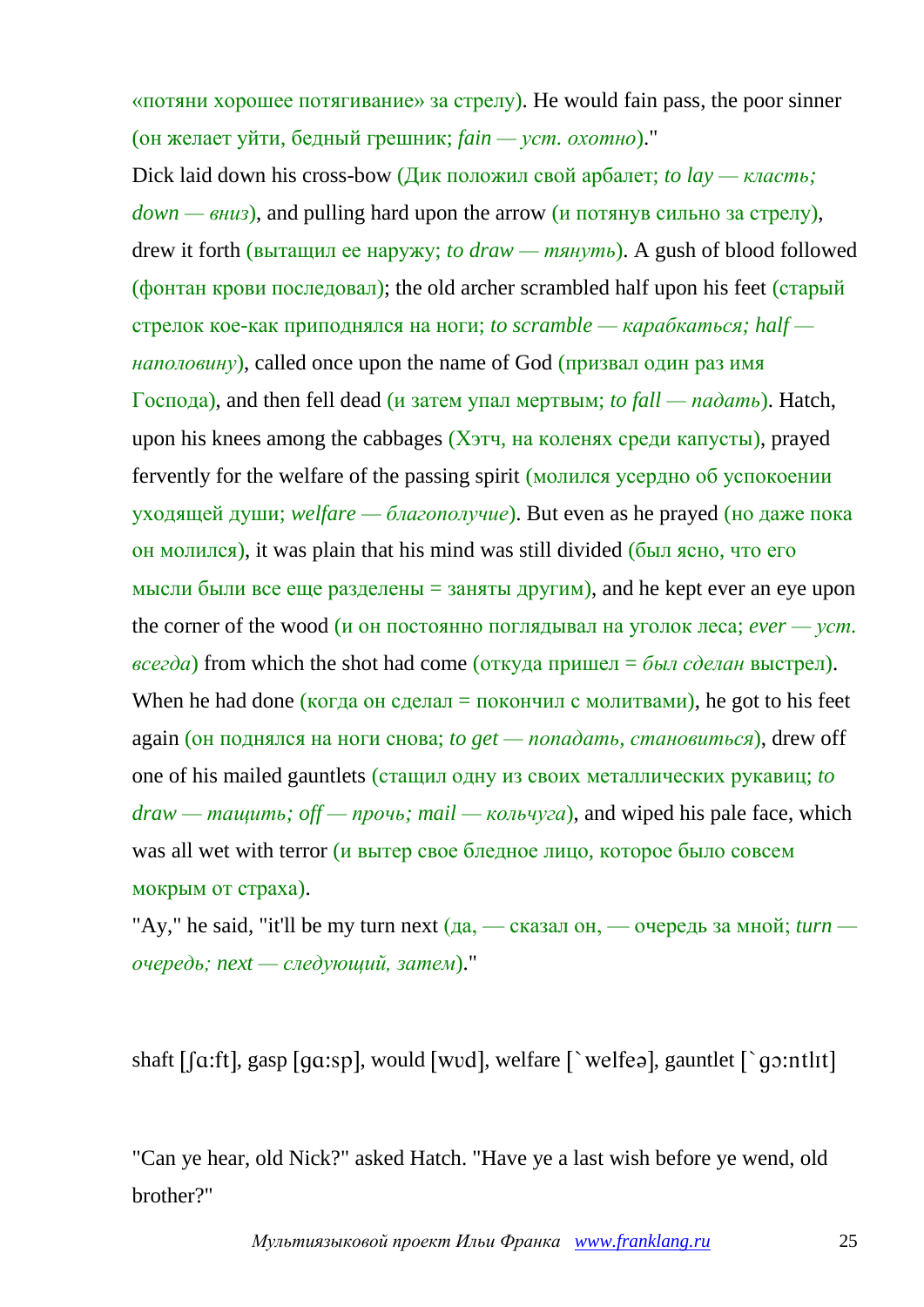«потяни хорошее потягивание» за стрелу). He would fain pass, the poor sinner (он желает уйти, бедный грешник; *fain — уст. охотно*)."

Dick laid down his cross-bow (Дик положил свой арбалет; *to lay — класть; down — вниз*), and pulling hard upon the arrow (и потянув сильно за стрелу), drew it forth (вытащил ее наружу; *to draw — тянуть*). A gush of blood followed (фонтан крови последовал); the old archer scrambled half upon his feet (старый стрелок кое-как приподнялся на ноги; *to scramble — карабкаться; half — наполовину*), called once upon the name of God (призвал один раз имя Господа), and then fell dead (и затем упал мертвым; *to fall — падать*). Hatch, upon his knees among the cabbages (Хэтч, на коленях среди капусты), prayed fervently for the welfare of the passing spirit (молился усердно об успокоении уходящей души; *welfare — благополучие*). But even as he prayed (но даже пока он молился), it was plain that his mind was still divided (был ясно, что его мысли были все еще разделены = заняты другим), and he kept ever an eye upon the corner of the wood (и он постоянно поглядывал на уголок леса; *ever — уст. всегда*) from which the shot had come (откуда пришел = *был сделан* выстрел). When he had done (когда он сделал = покончил с молитвами), he got to his feet again (он поднялся на ноги снова; *to get — попадать, становиться*), drew off one of his mailed gauntlets (стащил одну из своих металлических рукавиц; *to draw — тащить; off — прочь; mail — кольчуга*), and wiped his pale face, which was all wet with terror (и вытер свое бледное лицо, которое было совсем мокрым от страха).

"Ay," he said, "it'll be my turn next (да, — сказал он, — очередь за мной; *turn — очередь; next — следующий, затем*)."

shaft [ʃɑ:ft], gasp [gɑ:sp], would [wʊd], welfare [`welfeə], gauntlet [`gɔ:ntlɪt]

"Can ye hear, old Nick?" asked Hatch. "Have ye a last wish before ye wend, old brother?"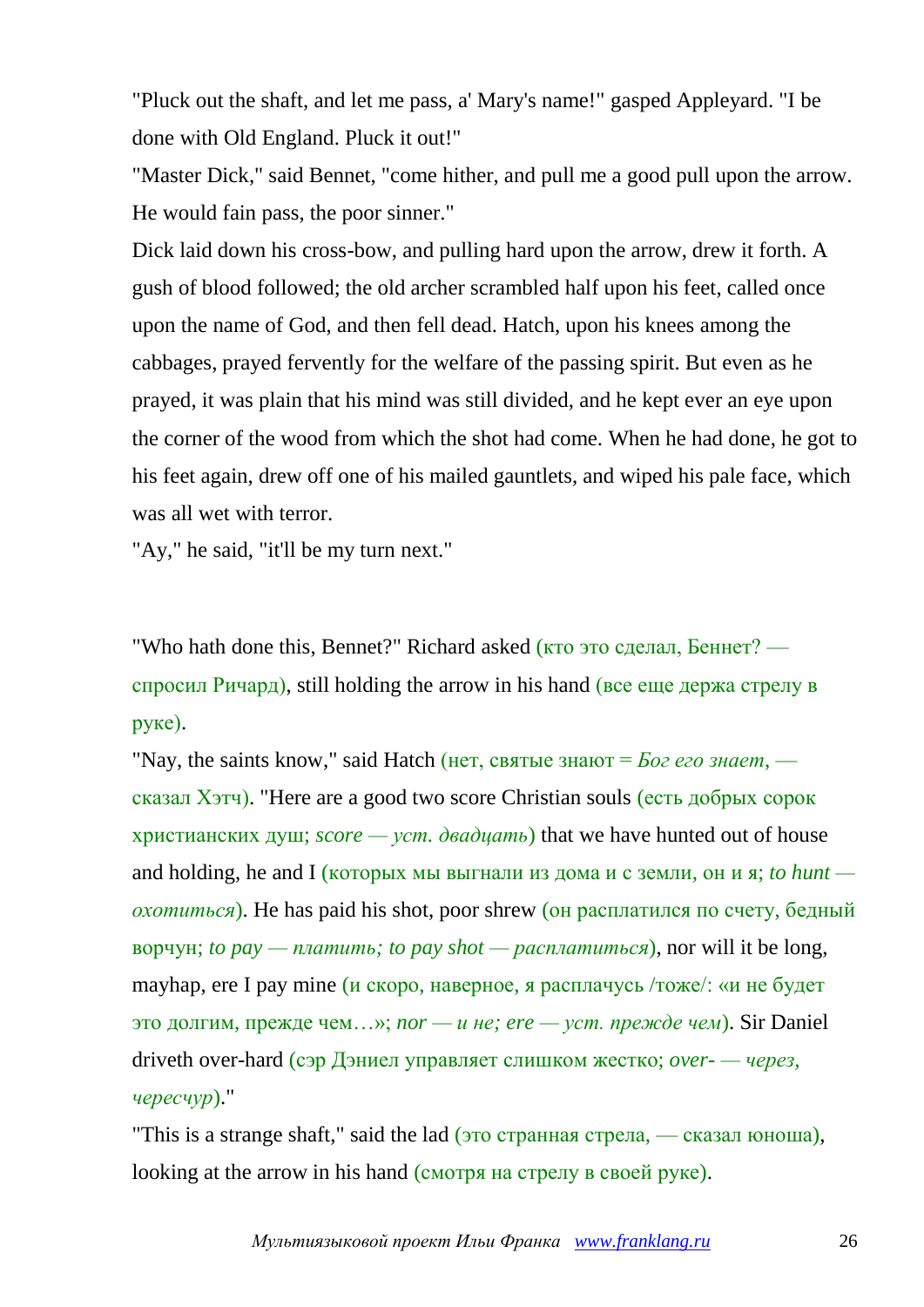"Pluck out the shaft, and let me pass, a' Mary's name!" gasped Appleyard. "I be done with Old England. Pluck it out!"

"Master Dick," said Bennet, "come hither, and pull me a good pull upon the arrow. He would fain pass, the poor sinner."

Dick laid down his cross-bow, and pulling hard upon the arrow, drew it forth. A gush of blood followed; the old archer scrambled half upon his feet, called once upon the name of God, and then fell dead. Hatch, upon his knees among the cabbages, prayed fervently for the welfare of the passing spirit. But even as he prayed, it was plain that his mind was still divided, and he kept ever an eye upon the corner of the wood from which the shot had come. When he had done, he got to his feet again, drew off one of his mailed gauntlets, and wiped his pale face, which was all wet with terror.

"Ay," he said, "it'll be my turn next."

"Who hath done this, Bennet?" Richard asked (кто это сделал, Беннет? — спросил Ричард), still holding the arrow in his hand (все еще держа стрелу в руке).

"Nay, the saints know," said Hatch (нет, святые знают = *Бог его знает*, — сказал Хэтч). "Here are a good two score Christian souls (есть добрых сорок христианских душ; *score — уст. двадцать*) that we have hunted out of house and holding, he and I (которых мы выгнали из дома и с земли, он и я; *to hunt — охотиться*). He has paid his shot, poor shrew (он расплатился по счету, бедный ворчун; *to pay — платить; to pay shot — расплатиться*), nor will it be long, mayhap, ere I pay mine (и скоро, наверное, я расплачусь /тоже/: «и не будет это долгим, прежде чем…»; *nor — и не; ere — уст. прежде чем*). Sir Daniel driveth over-hard (сэр Дэниел управляет слишком жестко; *over- — через, чересчур*)."

"This is a strange shaft," said the lad (это странная стрела, — сказал юноша), looking at the arrow in his hand (смотря на стрелу в своей руке).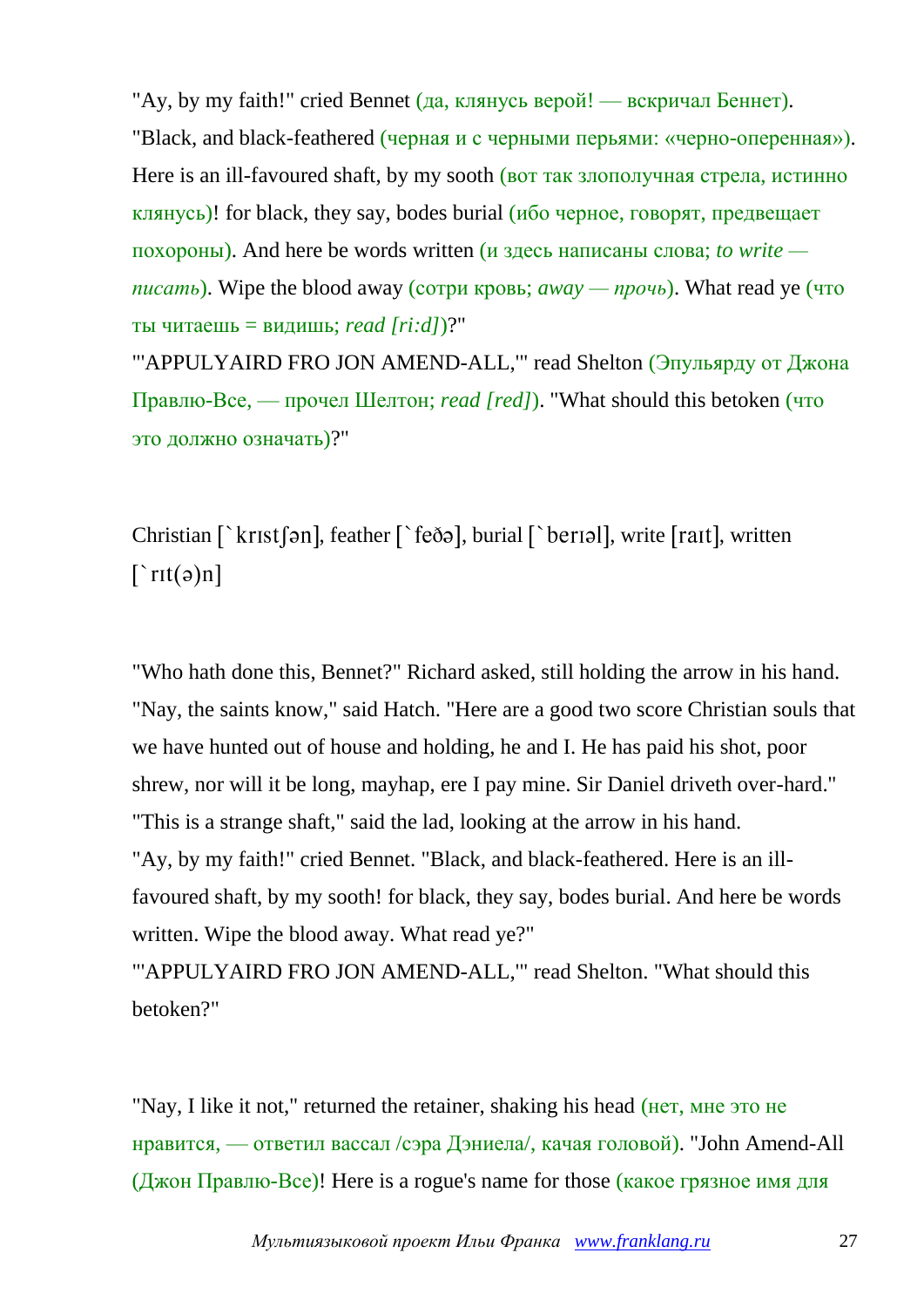"Ay, by my faith!" cried Bennet (да, клянусь верой! — вскричал Беннет). "Black, and black-feathered (черная и с черными перьями: «черно-оперенная»). Here is an ill-favoured shaft, by my sooth (вот так злополучная стрела, истинно клянусь)! for black, they say, bodes burial (ибо черное, говорят, предвещает похороны). And here be words written (и здесь написаны слова; *to write — писать*). Wipe the blood away (сотри кровь; *away — прочь*). What read ye (что ты читаешь = видишь; *read [ri:d]*)?"

"'APPULYAIRD FRO JON AMEND-ALL,'" read Shelton (Эпульярду от Джона Правлю-Все, — прочел Шелтон; *read [red]*). "What should this betoken (что это должно означать)?"

Christian [`krɪstʃən], feather [`feðə], burial [`berɪəl], write [raɪt], written [`rɪt(ə)n]

"Who hath done this, Bennet?" Richard asked, still holding the arrow in his hand.
"Nay, the saints know," said Hatch. "Here are a good two score Christian souls that we have hunted out of house and holding, he and I. He has paid his shot, poor shrew, nor will it be long, mayhap, ere I pay mine. Sir Daniel driveth over-hard."
"This is a strange shaft," said the lad, looking at the arrow in his hand.
"Ay, by my faith!" cried Bennet. "Black, and black-feathered. Here is an ill-favoured shaft, by my sooth! for black, they say, bodes burial. And here be words written. Wipe the blood away. What read ye?"
"'APPULYAIRD FRO JON AMEND-ALL,'" read Shelton. "What should this betoken?"

"Nay, I like it not," returned the retainer, shaking his head (нет, мне это не нравится, — ответил вассал /сэра Дэниела/, качая головой). "John Amend-All (Джон Правлю-Все)! Here is a rogue's name for those (какое грязное имя для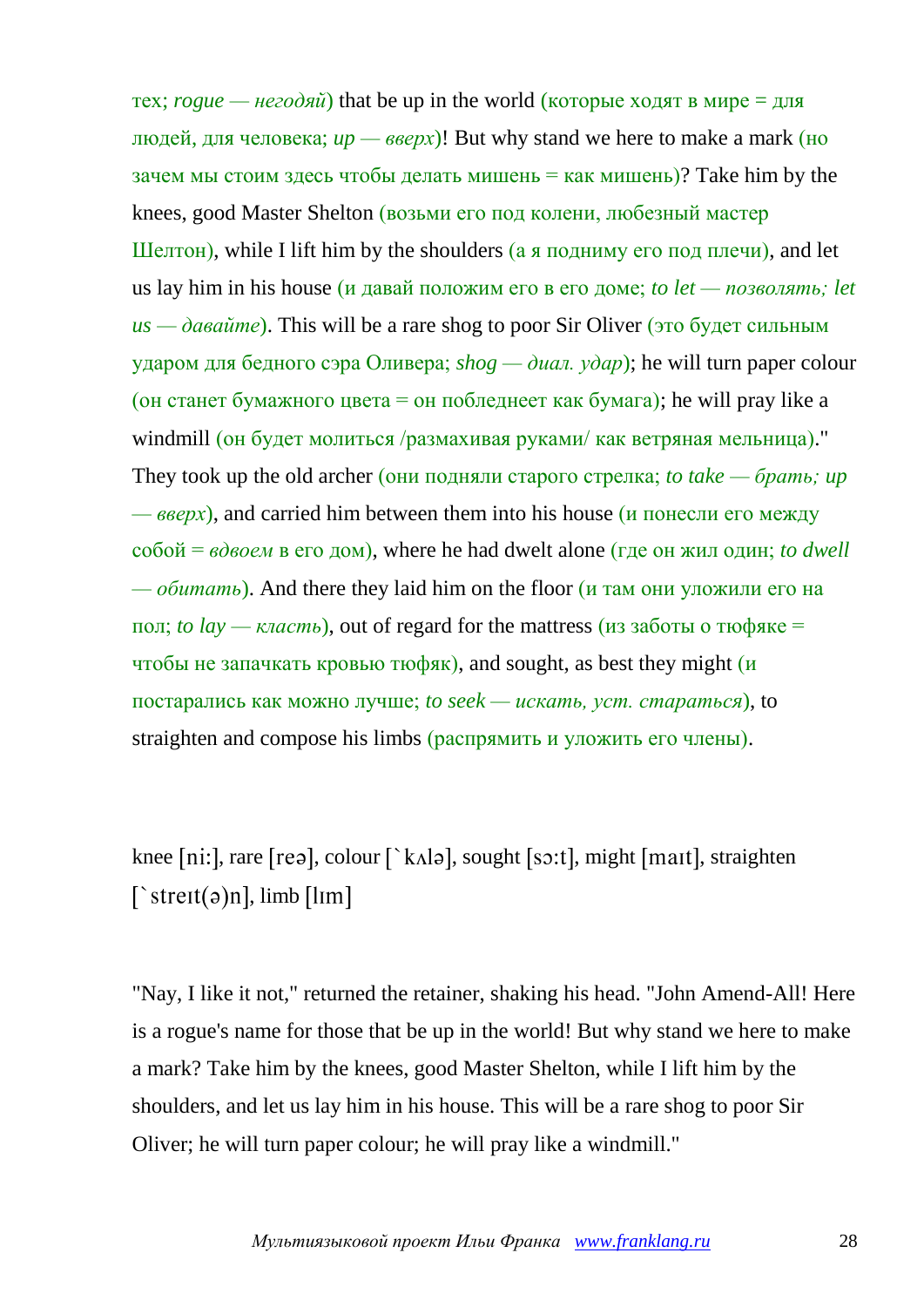тех; *rogue — негодяй*) that be up in the world (которые ходят в мире = для людей, для человека; *up — вверх*)! But why stand we here to make a mark (но зачем мы стоим здесь чтобы делать мишень = как мишень)? Take him by the knees, good Master Shelton (возьми его под колени, любезный мастер Шелтон), while I lift him by the shoulders (а я подниму его под плечи), and let us lay him in his house (и давай положим его в его доме; *to let — позволять; let us — давайте*). This will be a rare shog to poor Sir Oliver (это будет сильным ударом для бедного сэра Оливера; *shog — диал. удар*); he will turn paper colour (он станет бумажного цвета = он побледнеет как бумага); he will pray like a windmill (он будет молиться /размахивая руками/ как ветряная мельница)."
They took up the old archer (они подняли старого стрелка; *to take — брать; up — вверх*), and carried him between them into his house (и понесли его между собой = *вдвоем* в его дом), where he had dwelt alone (где он жил один; *to dwell — обитать*). And there they laid him on the floor (и там они уложили его на пол; *to lay — класть*), out of regard for the mattress (из заботы о тюфяке = чтобы не запачкать кровью тюфяк), and sought, as best they might (и постарались как можно лучше; *to seek — искать, уст. стараться*), to straighten and compose his limbs (распрямить и уложить его члены).

knee [ni:], rare [reə], colour [`kʌlə], sought [sɔ:t], might [maɪt], straighten [`streɪt(ə)n], limb [lɪm]

"Nay, I like it not," returned the retainer, shaking his head. "John Amend-All! Here is a rogue's name for those that be up in the world! But why stand we here to make a mark? Take him by the knees, good Master Shelton, while I lift him by the shoulders, and let us lay him in his house. This will be a rare shog to poor Sir Oliver; he will turn paper colour; he will pray like a windmill."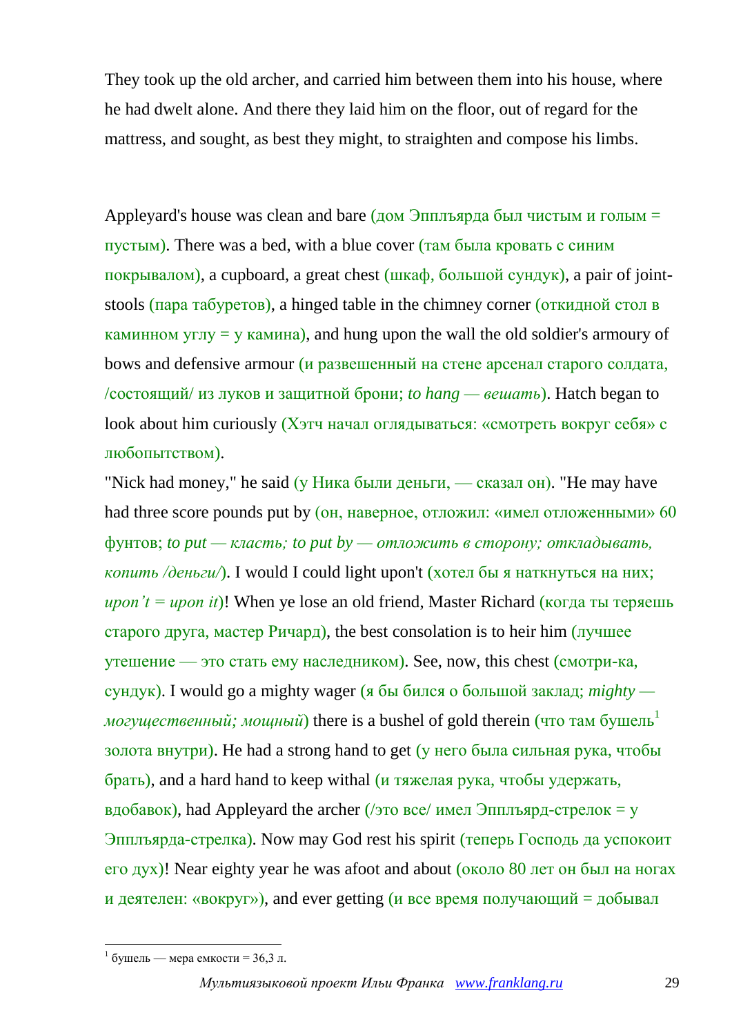They took up the old archer, and carried him between them into his house, where he had dwelt alone. And there they laid him on the floor, out of regard for the mattress, and sought, as best they might, to straighten and compose his limbs.

Appleyard's house was clean and bare (дом Эпплъярда был чистым и голым = пустым). There was a bed, with a blue cover (там была кровать с синим покрывалом), a cupboard, a great chest (шкаф, большой сундук), a pair of joint-stools (пара табуретов), a hinged table in the chimney corner (откидной стол в каминном углу = у камина), and hung upon the wall the old soldier's armoury of bows and defensive armour (и развешенный на стене арсенал старого солдата, /состоящий/ из луков и защитной брони; *to hang — вешать*). Hatch began to look about him curiously (Хэтч начал оглядываться: «смотреть вокруг себя» с любопытством).

"Nick had money," he said (у Ника были деньги, — сказал он). "He may have had three score pounds put by (он, наверное, отложил: «имел отложенными» 60 фунтов; *to put — класть; to put by — отложить в сторону; откладывать, копить /деньги/*). I would I could light upon't (хотел бы я наткнуться на них; *upon't = upon it*)! When ye lose an old friend, Master Richard (когда ты теряешь старого друга, мастер Ричард), the best consolation is to heir him (лучшее утешение — это стать ему наследником). See, now, this chest (смотри-ка, сундук). I would go a mighty wager (я бы бился о большой заклад; *mighty — могущественный; мощный*) there is a bushel of gold therein (что там бушель[1] золота внутри). He had a strong hand to get (у него была сильная рука, чтобы брать), and a hard hand to keep withal (и тяжелая рука, чтобы удержать, вдобавок), had Appleyard the archer (/это все/ имел Эпплъярд-стрелок = у Эпплъярда-стрелка). Now may God rest his spirit (теперь Господь да успокоит его дух)! Near eighty year he was afoot and about (около 80 лет он был на ногах и деятелен: «вокруг»), and ever getting (и все время получающий = добывал

---

[1] бушель — мера емкости = 36,3 л.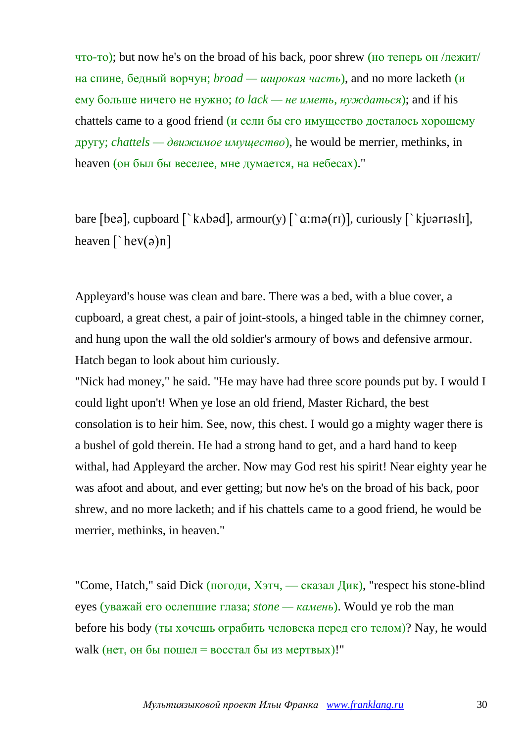что-то); but now he's on the broad of his back, poor shrew (но теперь он /лежит/ на спине, бедный ворчун; *broad — широкая часть*), and no more lacketh (и ему больше ничего не нужно; *to lack — не иметь, нуждаться*); and if his chattels came to a good friend (и если бы его имущество досталось хорошему другу; *chattels — движимое имущество*), he would be merrier, methinks, in heaven (он был бы веселее, мне думается, на небесах)."

bare [beə], cupboard [`kʌbəd], armour(y) [`ɑ:mə(rɪ)], curiously [`kjʊərɪəslɪ], heaven [`hev(ə)n]

Appleyard's house was clean and bare. There was a bed, with a blue cover, a cupboard, a great chest, a pair of joint-stools, a hinged table in the chimney corner, and hung upon the wall the old soldier's armoury of bows and defensive armour. Hatch began to look about him curiously.

"Nick had money," he said. "He may have had three score pounds put by. I would I could light upon't! When ye lose an old friend, Master Richard, the best consolation is to heir him. See, now, this chest. I would go a mighty wager there is a bushel of gold therein. He had a strong hand to get, and a hard hand to keep withal, had Appleyard the archer. Now may God rest his spirit! Near eighty year he was afoot and about, and ever getting; but now he's on the broad of his back, poor shrew, and no more lacketh; and if his chattels came to a good friend, he would be merrier, methinks, in heaven."

"Come, Hatch," said Dick (погоди, Хэтч, — сказал Дик), "respect his stone-blind eyes (уважай его ослепшие глаза; *stone — камень*). Would ye rob the man before his body (ты хочешь ограбить человека перед его телом)? Nay, he would walk (нет, он бы пошел = восстал бы из мертвых)!"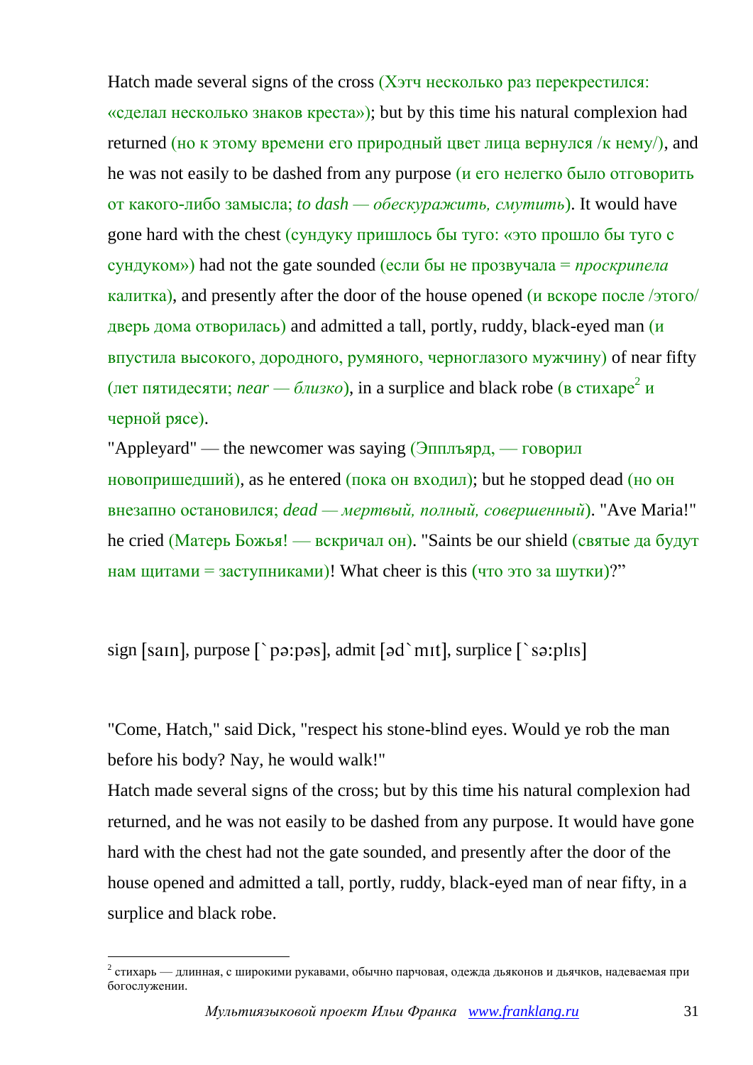Hatch made several signs of the cross (Хэтч несколько раз перекрестился: «сделал несколько знаков креста»); but by this time his natural complexion had returned (но к этому времени его природный цвет лица вернулся /к нему/), and he was not easily to be dashed from any purpose (и его нелегко было отговорить от какого-либо замысла; *to dash — обескуражить, смутить*). It would have gone hard with the chest (сундуку пришлось бы туго: «это прошло бы туго с сундуком») had not the gate sounded (если бы не прозвучала = *проскрипела* калитка), and presently after the door of the house opened (и вскоре после /этого/ дверь дома отворилась) and admitted a tall, portly, ruddy, black-eyed man (и впустила высокого, дородного, румяного, черноглазого мужчину) of near fifty (лет пятидесяти; *near — близко*), in a surplice and black robe (в стихаре[2] и черной рясе).

"Appleyard" — the newcomer was saying (Эпплъярд, — говорил новопришедший), as he entered (пока он входил); but he stopped dead (но он внезапно остановился; *dead — мертвый, полный, совершенный*). "Ave Maria!" he cried (Матерь Божья! — вскричал он). "Saints be our shield (святые да будут нам щитами = заступниками)! What cheer is this (что это за шутки)?"

sign [saɪn], purpose [`pə:pəs], admit [əd`mɪt], surplice [`sə:plɪs]

"Come, Hatch," said Dick, "respect his stone-blind eyes. Would ye rob the man before his body? Nay, he would walk!"

Hatch made several signs of the cross; but by this time his natural complexion had returned, and he was not easily to be dashed from any purpose. It would have gone hard with the chest had not the gate sounded, and presently after the door of the house opened and admitted a tall, portly, ruddy, black-eyed man of near fifty, in a surplice and black robe.

[2] стихарь — длинная, с широкими рукавами, обычно парчовая, одежда дьяконов и дьячков, надеваемая при богослужении.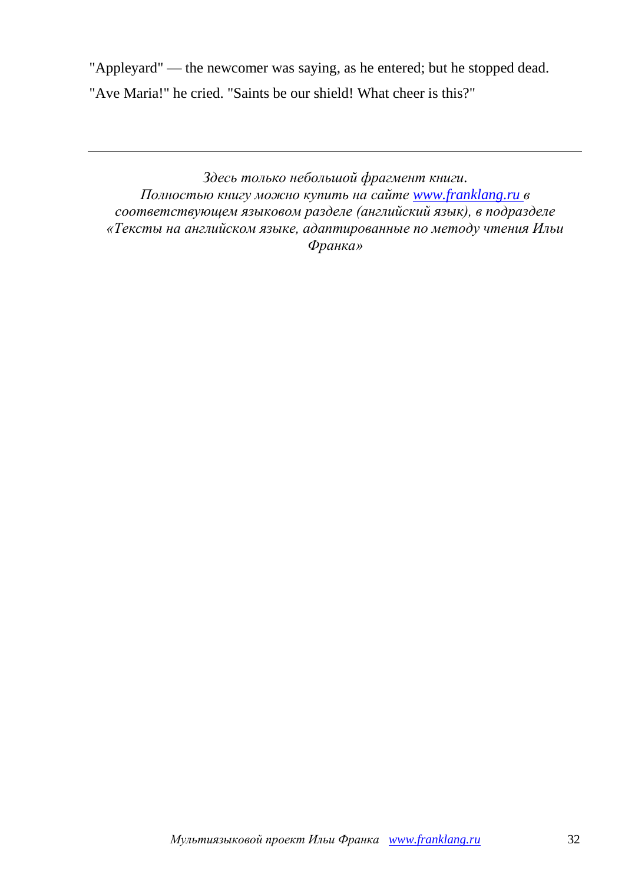"Appleyard" — the newcomer was saying, as he entered; but he stopped dead.

"Ave Maria!" he cried. "Saints be our shield! What cheer is this?"

---

*Здесь только небольшой фрагмент книги.*
*Полностью книгу можно купить на сайте [www.franklang.ru](http://www.franklang.ru) в соответствующем языковом разделе (английский язык), в подразделе «Тексты на английском языке, адаптированные по методу чтения Ильи Франка»*